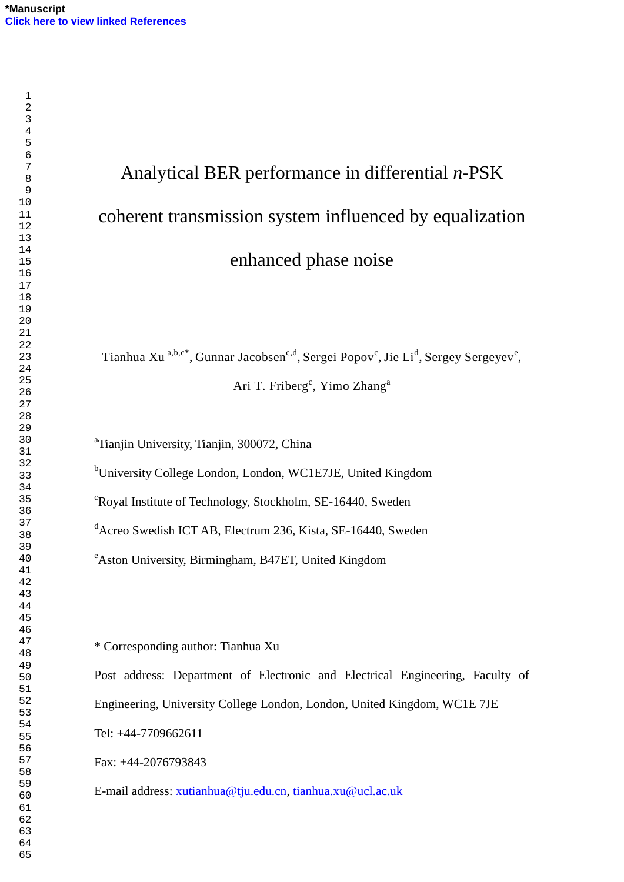# Analytical BER performance in differential *n*-PSK coherent transmission system influenced by equalization enhanced phase noise

Tianhua Xu [a,b,c*], Gunnar Jacobsen[c,d], Sergei Popov[c], Jie Li[d], Sergey Sergeyev[e], Ari T. Friberg[c], Yimo Zhang[a]

[a]Tianjin University, Tianjin, 300072, China

[b]University College London, London, WC1E7JE, United Kingdom

[c]Royal Institute of Technology, Stockholm, SE-16440, Sweden

[d]Acreo Swedish ICT AB, Electrum 236, Kista, SE-16440, Sweden

[e]Aston University, Birmingham, B47ET, United Kingdom

\* Corresponding author: Tianhua Xu

Post address: Department of Electronic and Electrical Engineering, Faculty of Engineering, University College London, London, United Kingdom, WC1E 7JE

Tel: +44-7709662611

Fax: +44-2076793843

E-mail address: xutianhua@tju.edu.cn, tianhua.xu@ucl.ac.uk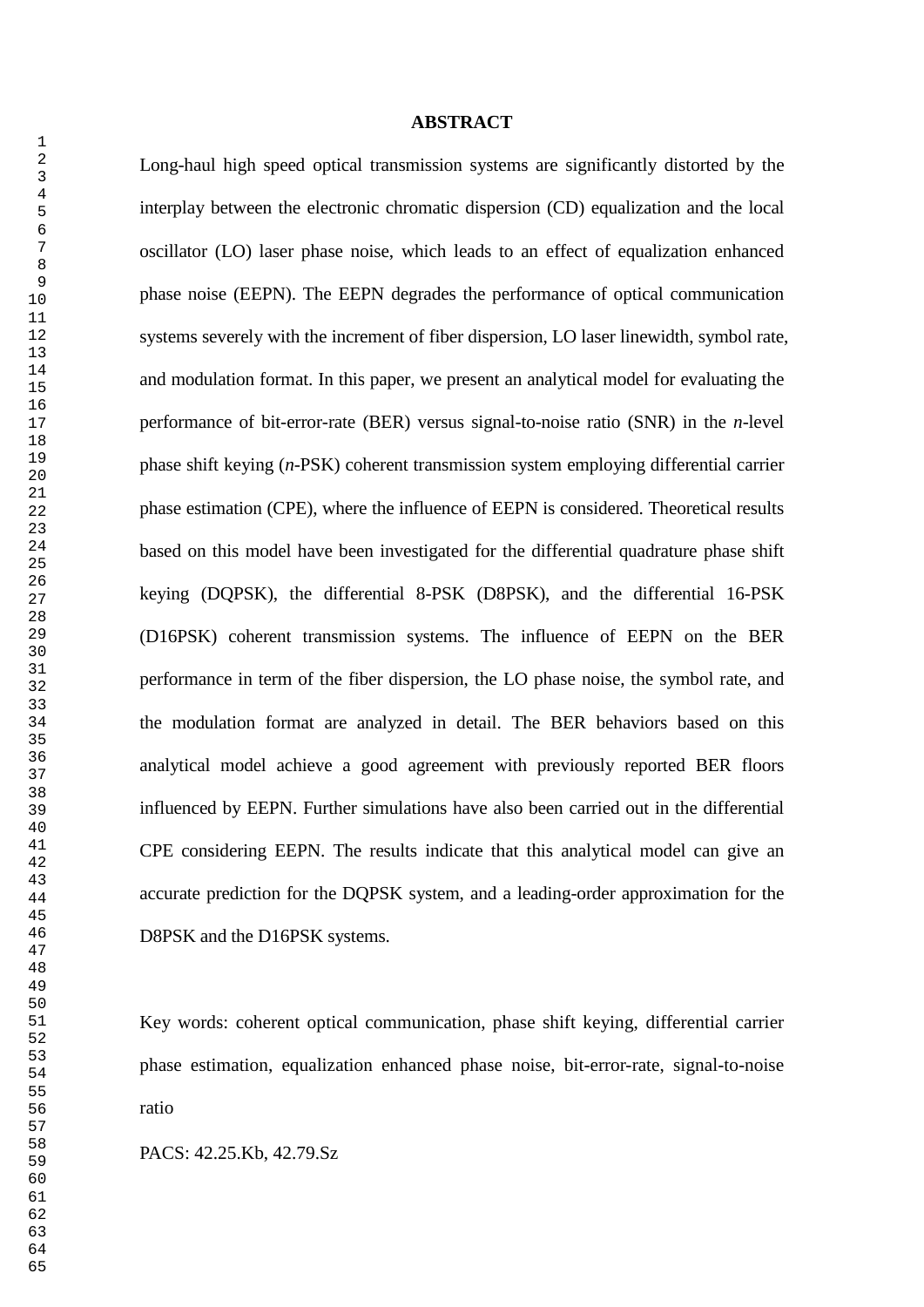## ABSTRACT

Long-haul high speed optical transmission systems are significantly distorted by the interplay between the electronic chromatic dispersion (CD) equalization and the local oscillator (LO) laser phase noise, which leads to an effect of equalization enhanced phase noise (EEPN). The EEPN degrades the performance of optical communication systems severely with the increment of fiber dispersion, LO laser linewidth, symbol rate, and modulation format. In this paper, we present an analytical model for evaluating the performance of bit-error-rate (BER) versus signal-to-noise ratio (SNR) in the *n*-level phase shift keying (*n*-PSK) coherent transmission system employing differential carrier phase estimation (CPE), where the influence of EEPN is considered. Theoretical results based on this model have been investigated for the differential quadrature phase shift keying (DQPSK), the differential 8-PSK (D8PSK), and the differential 16-PSK (D16PSK) coherent transmission systems. The influence of EEPN on the BER performance in term of the fiber dispersion, the LO phase noise, the symbol rate, and the modulation format are analyzed in detail. The BER behaviors based on this analytical model achieve a good agreement with previously reported BER floors influenced by EEPN. Further simulations have also been carried out in the differential CPE considering EEPN. The results indicate that this analytical model can give an accurate prediction for the DQPSK system, and a leading-order approximation for the D8PSK and the D16PSK systems.

Key words: coherent optical communication, phase shift keying, differential carrier phase estimation, equalization enhanced phase noise, bit-error-rate, signal-to-noise ratio

PACS: 42.25.Kb, 42.79.Sz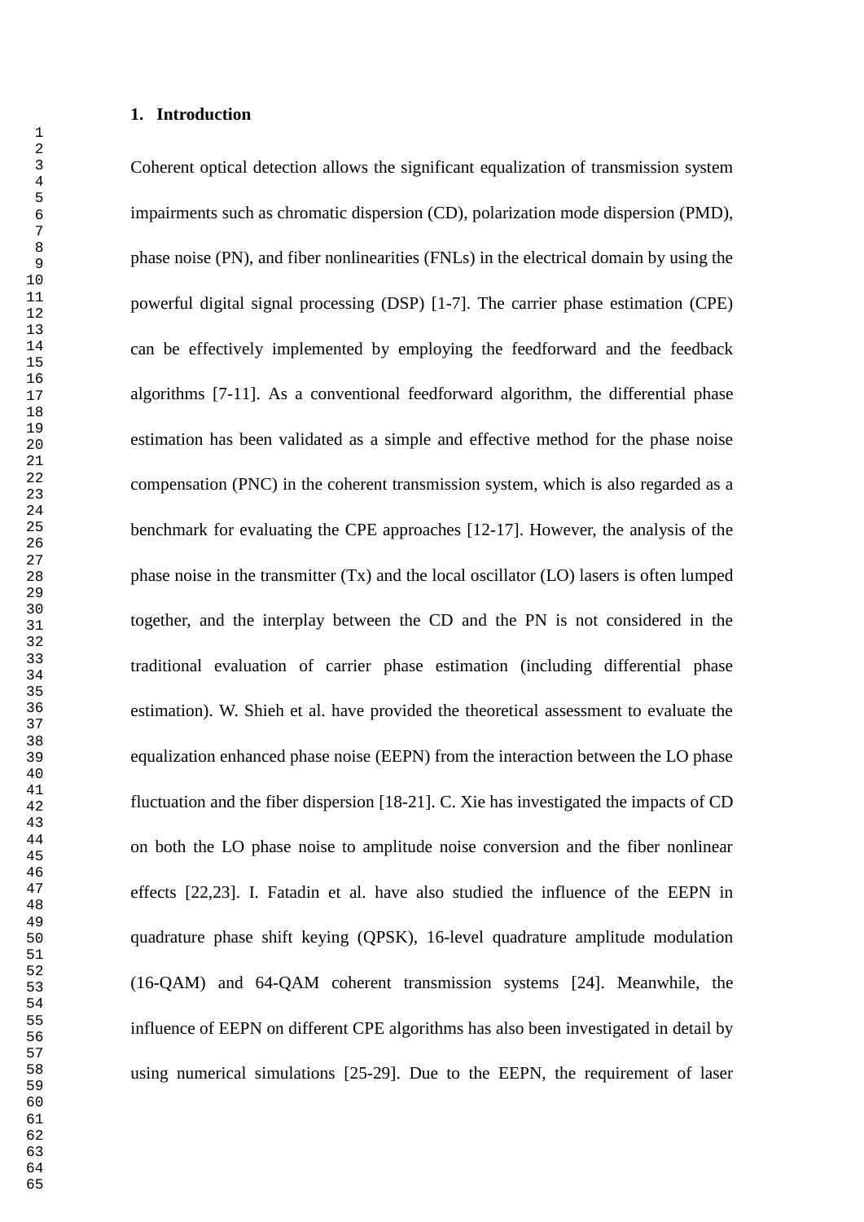## 1. Introduction

Coherent optical detection allows the significant equalization of transmission system impairments such as chromatic dispersion (CD), polarization mode dispersion (PMD), phase noise (PN), and fiber nonlinearities (FNLs) in the electrical domain by using the powerful digital signal processing (DSP) [1-7]. The carrier phase estimation (CPE) can be effectively implemented by employing the feedforward and the feedback algorithms [7-11]. As a conventional feedforward algorithm, the differential phase estimation has been validated as a simple and effective method for the phase noise compensation (PNC) in the coherent transmission system, which is also regarded as a benchmark for evaluating the CPE approaches [12-17]. However, the analysis of the phase noise in the transmitter (Tx) and the local oscillator (LO) lasers is often lumped together, and the interplay between the CD and the PN is not considered in the traditional evaluation of carrier phase estimation (including differential phase estimation). W. Shieh et al. have provided the theoretical assessment to evaluate the equalization enhanced phase noise (EEPN) from the interaction between the LO phase fluctuation and the fiber dispersion [18-21]. C. Xie has investigated the impacts of CD on both the LO phase noise to amplitude noise conversion and the fiber nonlinear effects [22,23]. I. Fatadin et al. have also studied the influence of the EEPN in quadrature phase shift keying (QPSK), 16-level quadrature amplitude modulation (16-QAM) and 64-QAM coherent transmission systems [24]. Meanwhile, the influence of EEPN on different CPE algorithms has also been investigated in detail by using numerical simulations [25-29]. Due to the EEPN, the requirement of laser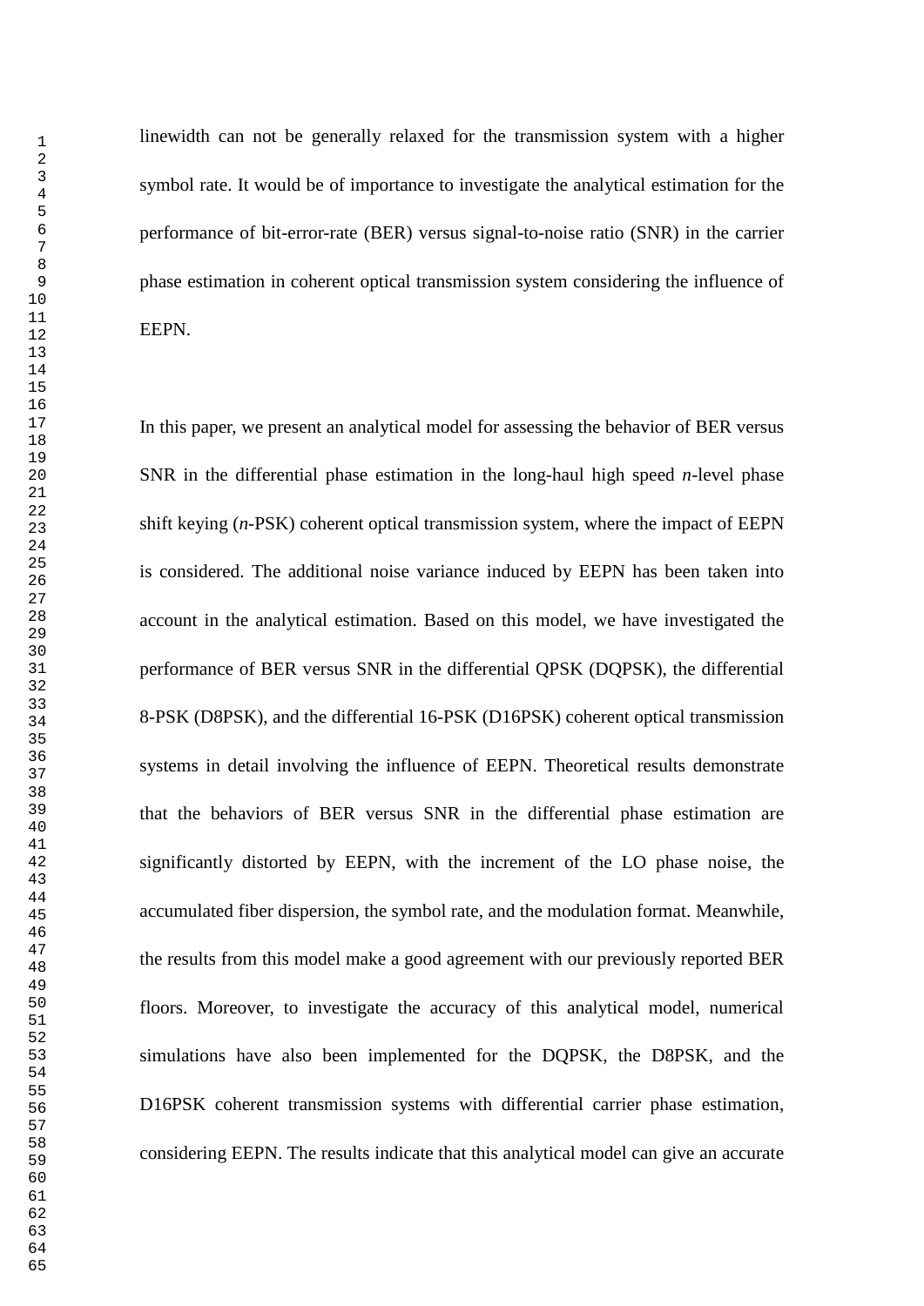linewidth can not be generally relaxed for the transmission system with a higher symbol rate. It would be of importance to investigate the analytical estimation for the performance of bit-error-rate (BER) versus signal-to-noise ratio (SNR) in the carrier phase estimation in coherent optical transmission system considering the influence of EEPN.

In this paper, we present an analytical model for assessing the behavior of BER versus SNR in the differential phase estimation in the long-haul high speed *n*-level phase shift keying (*n*-PSK) coherent optical transmission system, where the impact of EEPN is considered. The additional noise variance induced by EEPN has been taken into account in the analytical estimation. Based on this model, we have investigated the performance of BER versus SNR in the differential QPSK (DQPSK), the differential 8-PSK (D8PSK), and the differential 16-PSK (D16PSK) coherent optical transmission systems in detail involving the influence of EEPN. Theoretical results demonstrate that the behaviors of BER versus SNR in the differential phase estimation are significantly distorted by EEPN, with the increment of the LO phase noise, the accumulated fiber dispersion, the symbol rate, and the modulation format. Meanwhile, the results from this model make a good agreement with our previously reported BER floors. Moreover, to investigate the accuracy of this analytical model, numerical simulations have also been implemented for the DQPSK, the D8PSK, and the D16PSK coherent transmission systems with differential carrier phase estimation, considering EEPN. The results indicate that this analytical model can give an accurate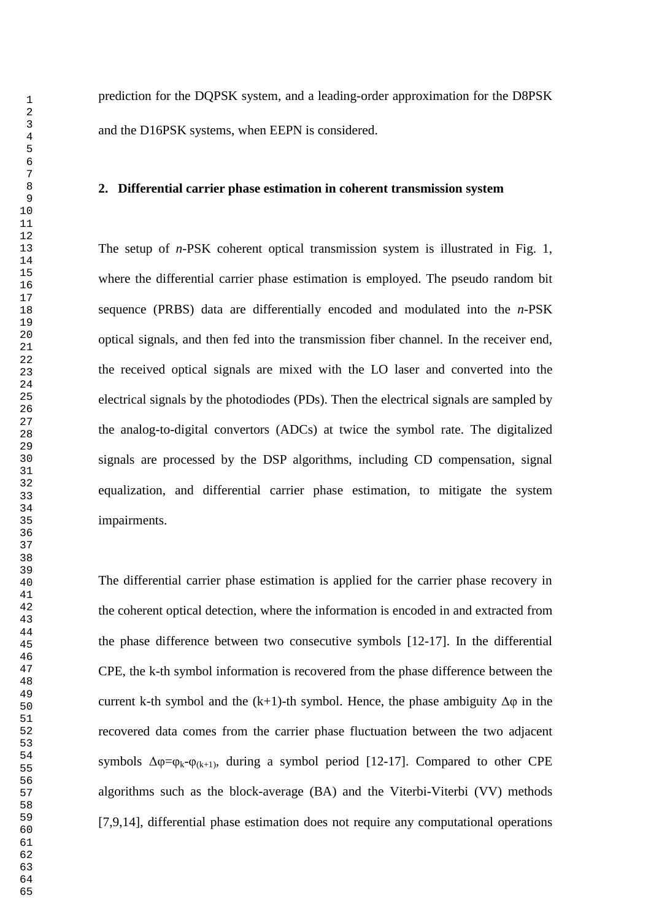prediction for the DQPSK system, and a leading-order approximation for the D8PSK and the D16PSK systems, when EEPN is considered.

## 2. Differential carrier phase estimation in coherent transmission system

The setup of *n*-PSK coherent optical transmission system is illustrated in Fig. 1, where the differential carrier phase estimation is employed. The pseudo random bit sequence (PRBS) data are differentially encoded and modulated into the *n*-PSK optical signals, and then fed into the transmission fiber channel. In the receiver end, the received optical signals are mixed with the LO laser and converted into the electrical signals by the photodiodes (PDs). Then the electrical signals are sampled by the analog-to-digital convertors (ADCs) at twice the symbol rate. The digitalized signals are processed by the DSP algorithms, including CD compensation, signal equalization, and differential carrier phase estimation, to mitigate the system impairments.

The differential carrier phase estimation is applied for the carrier phase recovery in the coherent optical detection, where the information is encoded in and extracted from the phase difference between two consecutive symbols [12-17]. In the differential CPE, the k-th symbol information is recovered from the phase difference between the current k-th symbol and the (k+1)-th symbol. Hence, the phase ambiguity $\Delta\varphi$ in the recovered data comes from the carrier phase fluctuation between the two adjacent symbols $\Delta\varphi=\varphi_k-\varphi_{(k+1)}$, during a symbol period [12-17]. Compared to other CPE algorithms such as the block-average (BA) and the Viterbi-Viterbi (VV) methods [7,9,14], differential phase estimation does not require any computational operations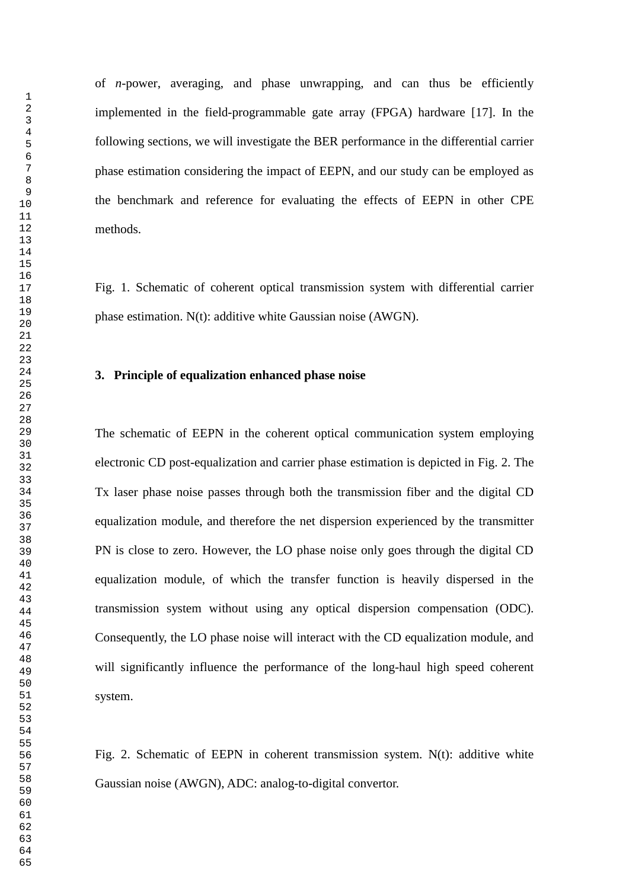of *n*-power, averaging, and phase unwrapping, and can thus be efficiently implemented in the field-programmable gate array (FPGA) hardware [17]. In the following sections, we will investigate the BER performance in the differential carrier phase estimation considering the impact of EEPN, and our study can be employed as the benchmark and reference for evaluating the effects of EEPN in other CPE methods.

Fig. 1. Schematic of coherent optical transmission system with differential carrier phase estimation. N(t): additive white Gaussian noise (AWGN).

## 3. Principle of equalization enhanced phase noise

The schematic of EEPN in the coherent optical communication system employing electronic CD post-equalization and carrier phase estimation is depicted in Fig. 2. The Tx laser phase noise passes through both the transmission fiber and the digital CD equalization module, and therefore the net dispersion experienced by the transmitter PN is close to zero. However, the LO phase noise only goes through the digital CD equalization module, of which the transfer function is heavily dispersed in the transmission system without using any optical dispersion compensation (ODC). Consequently, the LO phase noise will interact with the CD equalization module, and will significantly influence the performance of the long-haul high speed coherent system.

Fig. 2. Schematic of EEPN in coherent transmission system. N(t): additive white Gaussian noise (AWGN), ADC: analog-to-digital convertor.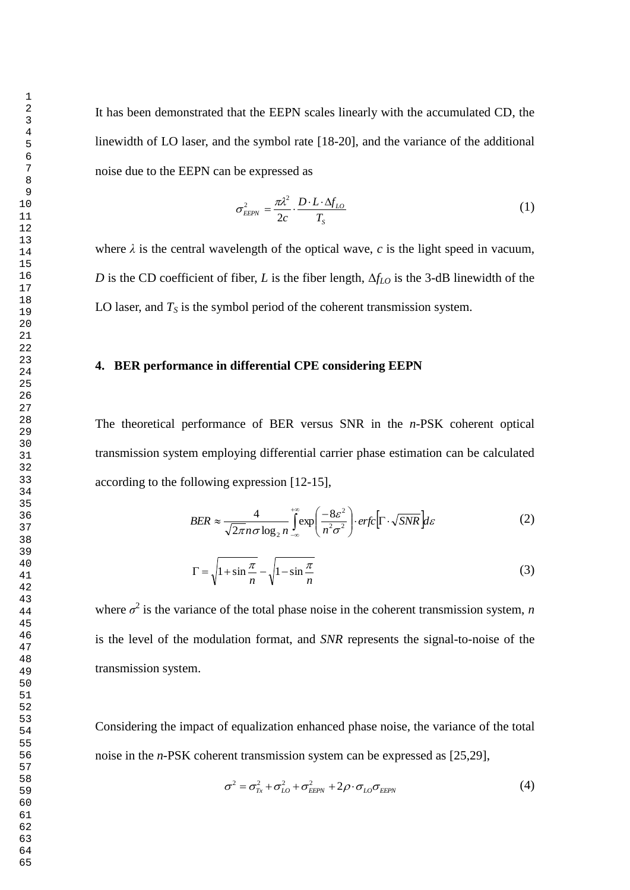It has been demonstrated that the EEPN scales linearly with the accumulated CD, the linewidth of LO laser, and the symbol rate [18-20], and the variance of the additional noise due to the EEPN can be expressed as

$$\sigma_{EEPN}^2 = \frac{\pi\lambda^2}{2c} \cdot \frac{D \cdot L \cdot \Delta f_{LO}}{T_S} \tag{1}$$

where $\lambda$ is the central wavelength of the optical wave, $c$ is the light speed in vacuum, $D$ is the CD coefficient of fiber, $L$ is the fiber length, $\Delta f_{LO}$ is the 3-dB linewidth of the LO laser, and $T_S$ is the symbol period of the coherent transmission system.

## 4. BER performance in differential CPE considering EEPN

The theoretical performance of BER versus SNR in the $n$-PSK coherent optical transmission system employing differential carrier phase estimation can be calculated according to the following expression [12-15],

$$BER \approx \frac{4}{\sqrt{2\pi}n\sigma \log_2 n} \int_{-\infty}^{+\infty} \exp\left(\frac{-8\varepsilon^2}{n^2\sigma^2}\right) \cdot erfc\left[\Gamma \cdot \sqrt{SNR}\right] d\varepsilon \tag{2}$$

$$\Gamma = \sqrt{1 + \sin\frac{\pi}{n}} - \sqrt{1 - \sin\frac{\pi}{n}} \tag{3}$$

where $\sigma^2$ is the variance of the total phase noise in the coherent transmission system, $n$ is the level of the modulation format, and $SNR$ represents the signal-to-noise of the transmission system.

Considering the impact of equalization enhanced phase noise, the variance of the total noise in the $n$-PSK coherent transmission system can be expressed as [25,29],

$$\sigma^2 = \sigma_{Tx}^2 + \sigma_{LO}^2 + \sigma_{EEPN}^2 + 2\rho \cdot \sigma_{LO}\sigma_{EEPN} \tag{4}$$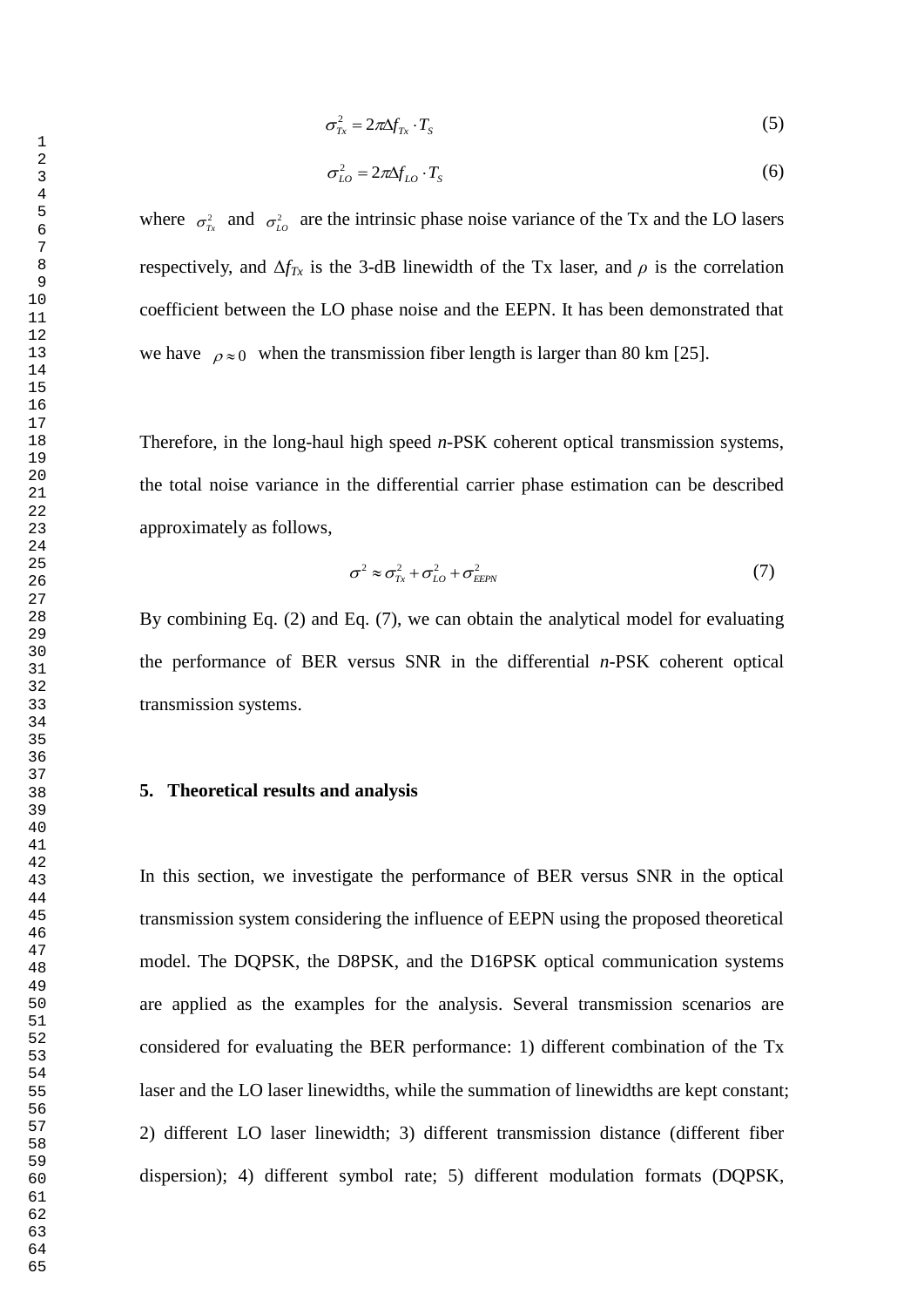$$\sigma_{Tx}^2 = 2\pi \Delta f_{Tx} \cdot T_S \tag{5}$$

$$\sigma_{LO}^2 = 2\pi \Delta f_{LO} \cdot T_S \tag{6}$$

where $\sigma_{Tx}^2$ and $\sigma_{LO}^2$ are the intrinsic phase noise variance of the Tx and the LO lasers respectively, and $\Delta f_{Tx}$ is the 3-dB linewidth of the Tx laser, and $\rho$ is the correlation coefficient between the LO phase noise and the EEPN. It has been demonstrated that we have $\rho \approx 0$ when the transmission fiber length is larger than 80 km [25].

Therefore, in the long-haul high speed *n*-PSK coherent optical transmission systems, the total noise variance in the differential carrier phase estimation can be described approximately as follows,

$$\sigma^2 \approx \sigma_{Tx}^2 + \sigma_{LO}^2 + \sigma_{EEPN}^2 \tag{7}$$

By combining Eq. (2) and Eq. (7), we can obtain the analytical model for evaluating the performance of BER versus SNR in the differential *n*-PSK coherent optical transmission systems.

## 5. Theoretical results and analysis

In this section, we investigate the performance of BER versus SNR in the optical transmission system considering the influence of EEPN using the proposed theoretical model. The DQPSK, the D8PSK, and the D16PSK optical communication systems are applied as the examples for the analysis. Several transmission scenarios are considered for evaluating the BER performance: 1) different combination of the Tx laser and the LO laser linewidths, while the summation of linewidths are kept constant; 2) different LO laser linewidth; 3) different transmission distance (different fiber dispersion); 4) different symbol rate; 5) different modulation formats (DQPSK,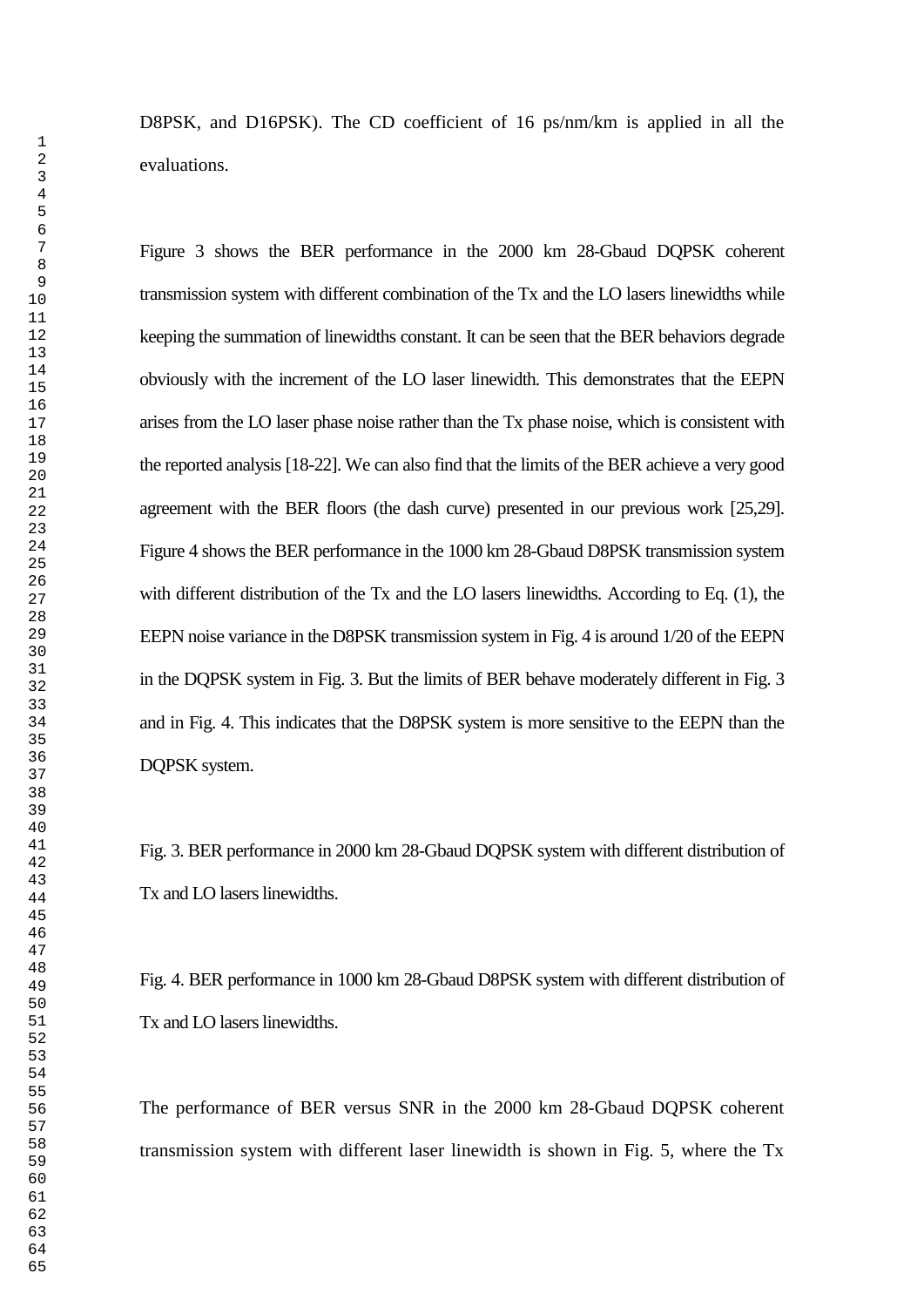D8PSK, and D16PSK). The CD coefficient of 16 ps/nm/km is applied in all the evaluations.

Figure 3 shows the BER performance in the 2000 km 28-Gbaud DQPSK coherent transmission system with different combination of the Tx and the LO lasers linewidths while keeping the summation of linewidths constant. It can be seen that the BER behaviors degrade obviously with the increment of the LO laser linewidth. This demonstrates that the EEPN arises from the LO laser phase noise rather than the Tx phase noise, which is consistent with the reported analysis [18-22]. We can also find that the limits of the BER achieve a very good agreement with the BER floors (the dash curve) presented in our previous work [25,29]. Figure 4 shows the BER performance in the 1000 km 28-Gbaud D8PSK transmission system with different distribution of the Tx and the LO lasers linewidths. According to Eq. (1), the EEPN noise variance in the D8PSK transmission system in Fig. 4 is around 1/20 of the EEPN in the DQPSK system in Fig. 3. But the limits of BER behave moderately different in Fig. 3 and in Fig. 4. This indicates that the D8PSK system is more sensitive to the EEPN than the DQPSK system.

Fig. 3. BER performance in 2000 km 28-Gbaud DQPSK system with different distribution of Tx and LO lasers linewidths.

Fig. 4. BER performance in 1000 km 28-Gbaud D8PSK system with different distribution of Tx and LO lasers linewidths.

The performance of BER versus SNR in the 2000 km 28-Gbaud DQPSK coherent transmission system with different laser linewidth is shown in Fig. 5, where the Tx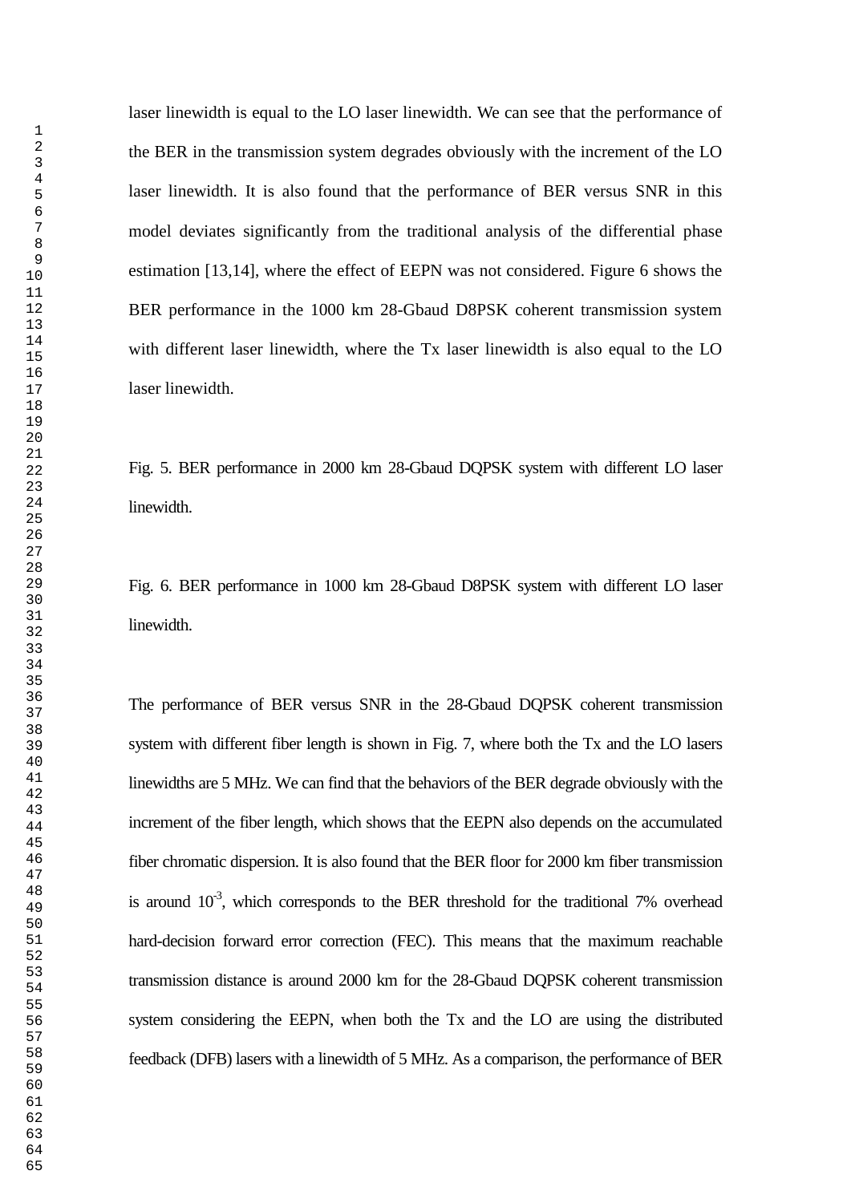laser linewidth is equal to the LO laser linewidth. We can see that the performance of the BER in the transmission system degrades obviously with the increment of the LO laser linewidth. It is also found that the performance of BER versus SNR in this model deviates significantly from the traditional analysis of the differential phase estimation [13,14], where the effect of EEPN was not considered. Figure 6 shows the BER performance in the 1000 km 28-Gbaud D8PSK coherent transmission system with different laser linewidth, where the Tx laser linewidth is also equal to the LO laser linewidth.

Fig. 5. BER performance in 2000 km 28-Gbaud DQPSK system with different LO laser linewidth.

Fig. 6. BER performance in 1000 km 28-Gbaud D8PSK system with different LO laser linewidth.

The performance of BER versus SNR in the 28-Gbaud DQPSK coherent transmission system with different fiber length is shown in Fig. 7, where both the Tx and the LO lasers linewidths are 5 MHz. We can find that the behaviors of the BER degrade obviously with the increment of the fiber length, which shows that the EEPN also depends on the accumulated fiber chromatic dispersion. It is also found that the BER floor for 2000 km fiber transmission is around $10^{-3}$, which corresponds to the BER threshold for the traditional 7% overhead hard-decision forward error correction (FEC). This means that the maximum reachable transmission distance is around 2000 km for the 28-Gbaud DQPSK coherent transmission system considering the EEPN, when both the Tx and the LO are using the distributed feedback (DFB) lasers with a linewidth of 5 MHz. As a comparison, the performance of BER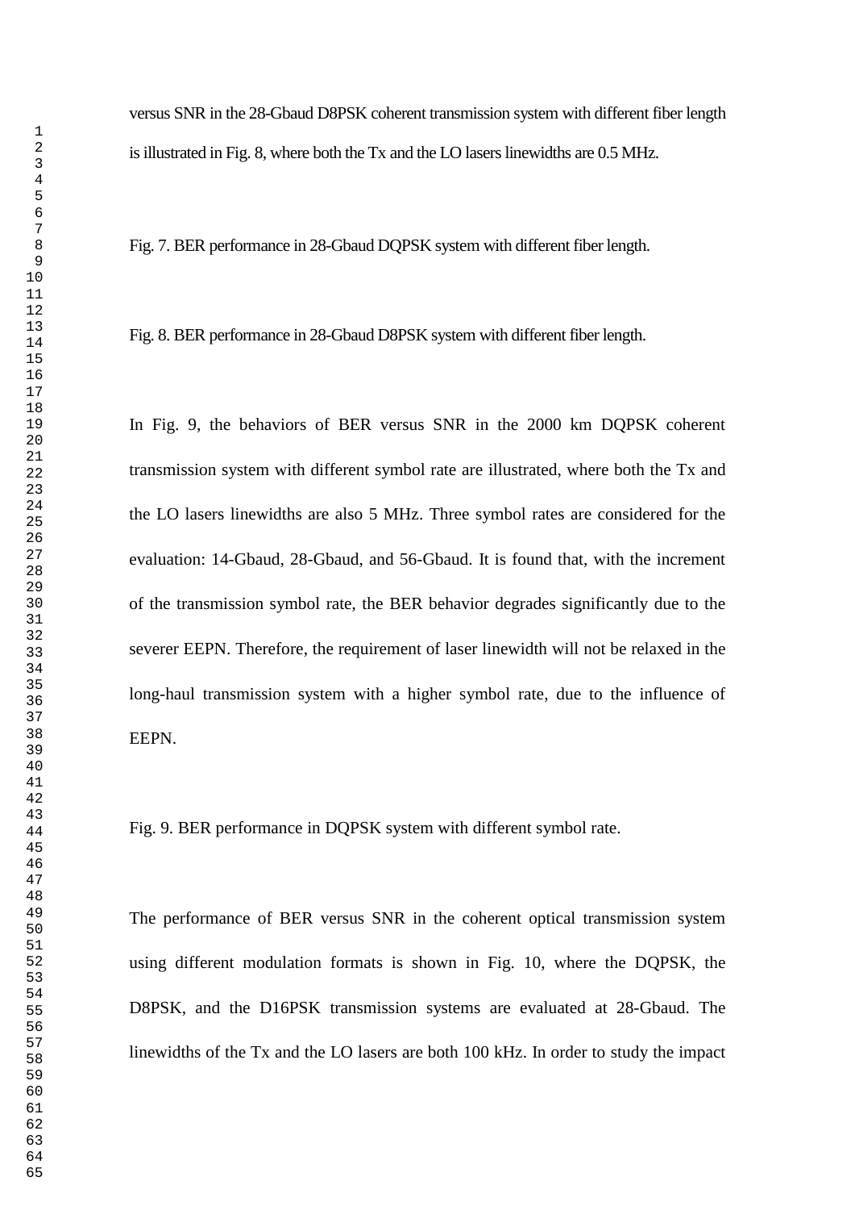versus SNR in the 28-Gbaud D8PSK coherent transmission system with different fiber length is illustrated in Fig. 8, where both the Tx and the LO lasers linewidths are 0.5 MHz.

Fig. 7. BER performance in 28-Gbaud DQPSK system with different fiber length.

Fig. 8. BER performance in 28-Gbaud D8PSK system with different fiber length.

In Fig. 9, the behaviors of BER versus SNR in the 2000 km DQPSK coherent transmission system with different symbol rate are illustrated, where both the Tx and the LO lasers linewidths are also 5 MHz. Three symbol rates are considered for the evaluation: 14-Gbaud, 28-Gbaud, and 56-Gbaud. It is found that, with the increment of the transmission symbol rate, the BER behavior degrades significantly due to the severer EEPN. Therefore, the requirement of laser linewidth will not be relaxed in the long-haul transmission system with a higher symbol rate, due to the influence of EEPN.

Fig. 9. BER performance in DQPSK system with different symbol rate.

The performance of BER versus SNR in the coherent optical transmission system using different modulation formats is shown in Fig. 10, where the DQPSK, the D8PSK, and the D16PSK transmission systems are evaluated at 28-Gbaud. The linewidths of the Tx and the LO lasers are both 100 kHz. In order to study the impact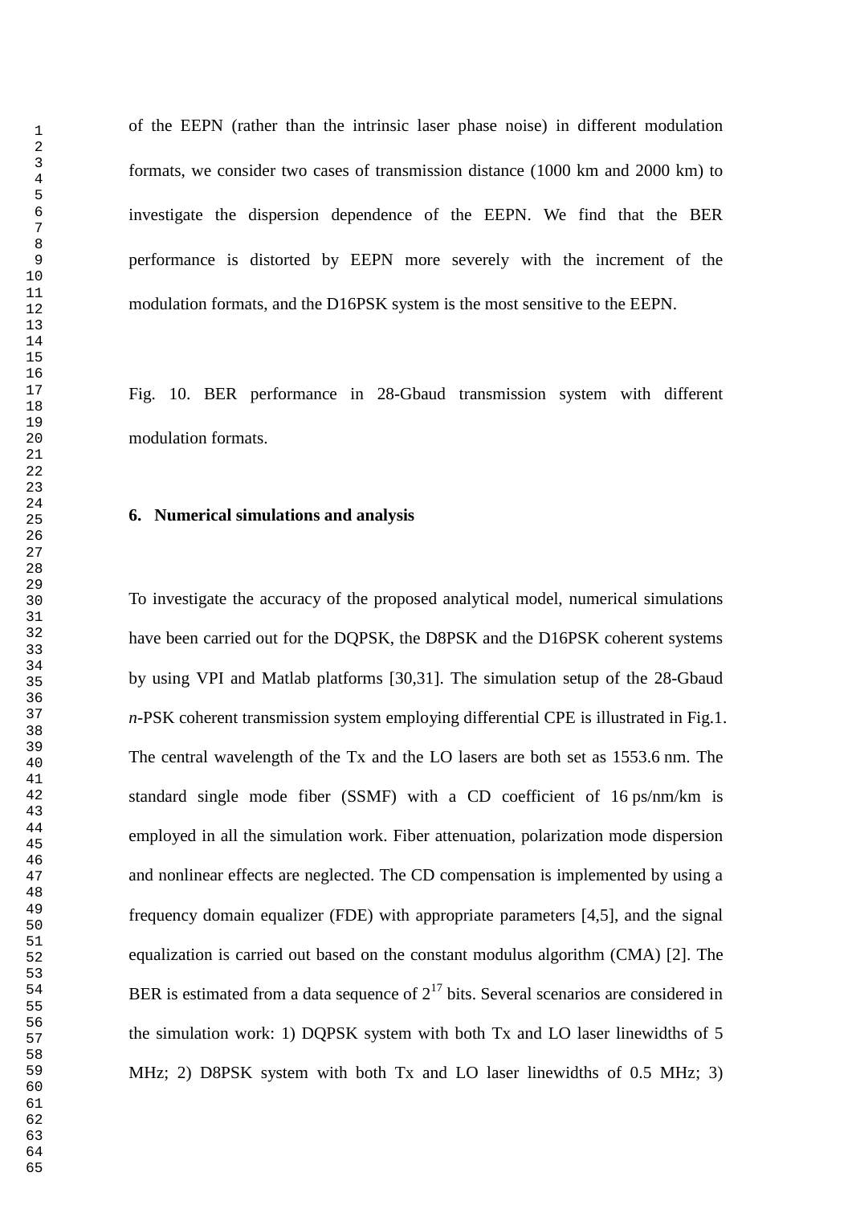of the EEPN (rather than the intrinsic laser phase noise) in different modulation formats, we consider two cases of transmission distance (1000 km and 2000 km) to investigate the dispersion dependence of the EEPN. We find that the BER performance is distorted by EEPN more severely with the increment of the modulation formats, and the D16PSK system is the most sensitive to the EEPN.

Fig. 10. BER performance in 28-Gbaud transmission system with different modulation formats.

## 6. Numerical simulations and analysis

To investigate the accuracy of the proposed analytical model, numerical simulations have been carried out for the DQPSK, the D8PSK and the D16PSK coherent systems by using VPI and Matlab platforms [30,31]. The simulation setup of the 28-Gbaud *n*-PSK coherent transmission system employing differential CPE is illustrated in Fig.1. The central wavelength of the Tx and the LO lasers are both set as 1553.6 nm. The standard single mode fiber (SSMF) with a CD coefficient of 16 ps/nm/km is employed in all the simulation work. Fiber attenuation, polarization mode dispersion and nonlinear effects are neglected. The CD compensation is implemented by using a frequency domain equalizer (FDE) with appropriate parameters [4,5], and the signal equalization is carried out based on the constant modulus algorithm (CMA) [2]. The BER is estimated from a data sequence of $2^{17}$ bits. Several scenarios are considered in the simulation work: 1) DQPSK system with both Tx and LO laser linewidths of 5 MHz; 2) D8PSK system with both Tx and LO laser linewidths of 0.5 MHz; 3)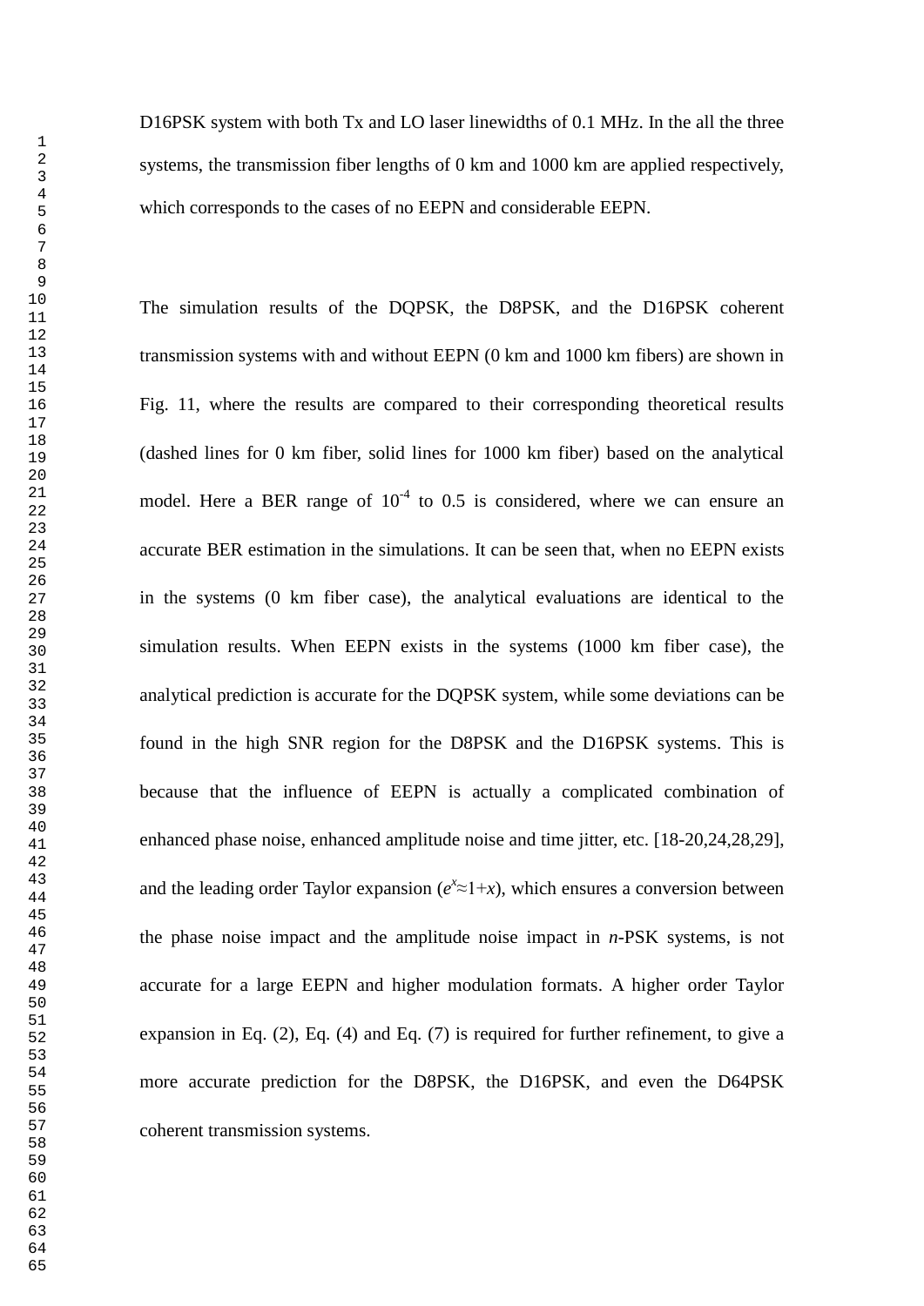D16PSK system with both Tx and LO laser linewidths of 0.1 MHz. In the all the three systems, the transmission fiber lengths of 0 km and 1000 km are applied respectively, which corresponds to the cases of no EEPN and considerable EEPN.

The simulation results of the DQPSK, the D8PSK, and the D16PSK coherent transmission systems with and without EEPN (0 km and 1000 km fibers) are shown in Fig. 11, where the results are compared to their corresponding theoretical results (dashed lines for 0 km fiber, solid lines for 1000 km fiber) based on the analytical model. Here a BER range of $10^{-4}$ to 0.5 is considered, where we can ensure an accurate BER estimation in the simulations. It can be seen that, when no EEPN exists in the systems (0 km fiber case), the analytical evaluations are identical to the simulation results. When EEPN exists in the systems (1000 km fiber case), the analytical prediction is accurate for the DQPSK system, while some deviations can be found in the high SNR region for the D8PSK and the D16PSK systems. This is because that the influence of EEPN is actually a complicated combination of enhanced phase noise, enhanced amplitude noise and time jitter, etc. [18-20,24,28,29], and the leading order Taylor expansion ($e^x \approx 1+x$), which ensures a conversion between the phase noise impact and the amplitude noise impact in $n$-PSK systems, is not accurate for a large EEPN and higher modulation formats. A higher order Taylor expansion in Eq. (2), Eq. (4) and Eq. (7) is required for further refinement, to give a more accurate prediction for the D8PSK, the D16PSK, and even the D64PSK coherent transmission systems.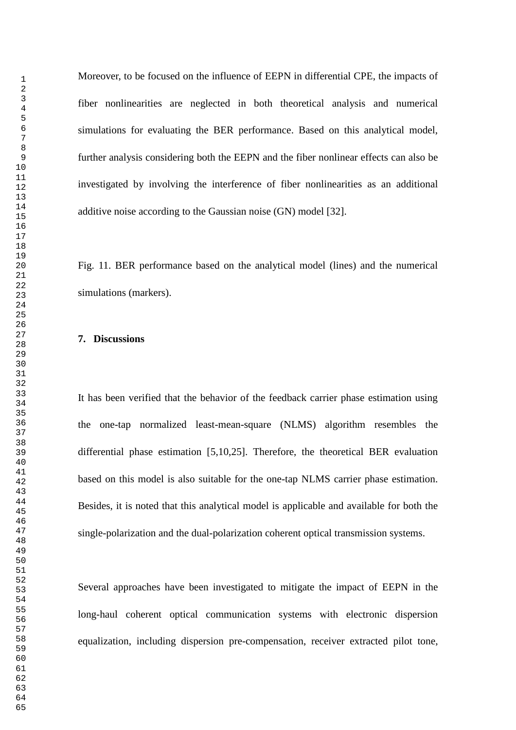Moreover, to be focused on the influence of EEPN in differential CPE, the impacts of fiber nonlinearities are neglected in both theoretical analysis and numerical simulations for evaluating the BER performance. Based on this analytical model, further analysis considering both the EEPN and the fiber nonlinear effects can also be investigated by involving the interference of fiber nonlinearities as an additional additive noise according to the Gaussian noise (GN) model [32].

Fig. 11. BER performance based on the analytical model (lines) and the numerical simulations (markers).

## 7. Discussions

It has been verified that the behavior of the feedback carrier phase estimation using the one-tap normalized least-mean-square (NLMS) algorithm resembles the differential phase estimation [5,10,25]. Therefore, the theoretical BER evaluation based on this model is also suitable for the one-tap NLMS carrier phase estimation. Besides, it is noted that this analytical model is applicable and available for both the single-polarization and the dual-polarization coherent optical transmission systems.

Several approaches have been investigated to mitigate the impact of EEPN in the long-haul coherent optical communication systems with electronic dispersion equalization, including dispersion pre-compensation, receiver extracted pilot tone,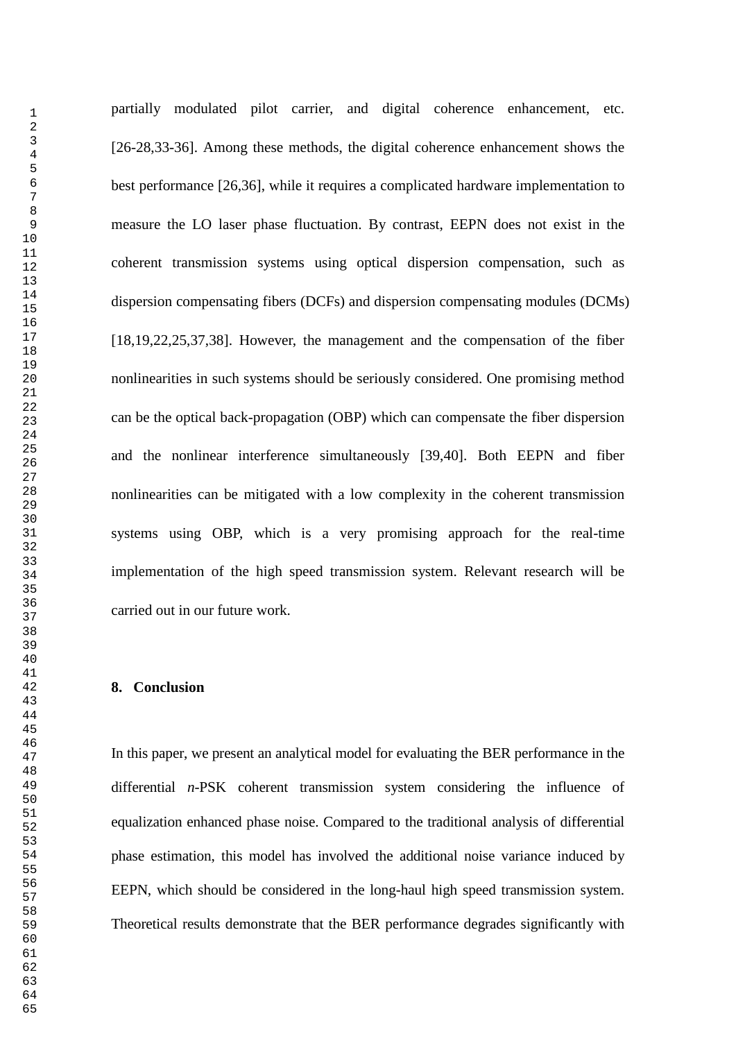partially modulated pilot carrier, and digital coherence enhancement, etc. [26-28,33-36]. Among these methods, the digital coherence enhancement shows the best performance [26,36], while it requires a complicated hardware implementation to measure the LO laser phase fluctuation. By contrast, EEPN does not exist in the coherent transmission systems using optical dispersion compensation, such as dispersion compensating fibers (DCFs) and dispersion compensating modules (DCMs) [18,19,22,25,37,38]. However, the management and the compensation of the fiber nonlinearities in such systems should be seriously considered. One promising method can be the optical back-propagation (OBP) which can compensate the fiber dispersion and the nonlinear interference simultaneously [39,40]. Both EEPN and fiber nonlinearities can be mitigated with a low complexity in the coherent transmission systems using OBP, which is a very promising approach for the real-time implementation of the high speed transmission system. Relevant research will be carried out in our future work.

## 8. Conclusion

In this paper, we present an analytical model for evaluating the BER performance in the differential *n*-PSK coherent transmission system considering the influence of equalization enhanced phase noise. Compared to the traditional analysis of differential phase estimation, this model has involved the additional noise variance induced by EEPN, which should be considered in the long-haul high speed transmission system. Theoretical results demonstrate that the BER performance degrades significantly with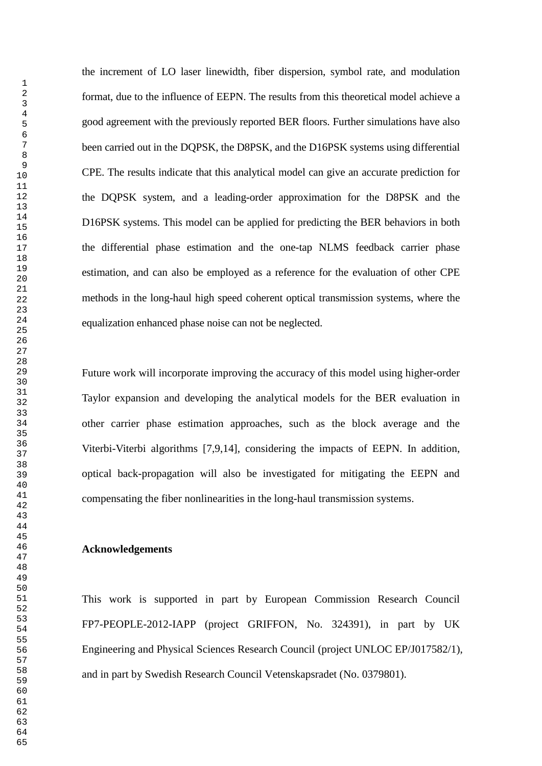the increment of LO laser linewidth, fiber dispersion, symbol rate, and modulation format, due to the influence of EEPN. The results from this theoretical model achieve a good agreement with the previously reported BER floors. Further simulations have also been carried out in the DQPSK, the D8PSK, and the D16PSK systems using differential CPE. The results indicate that this analytical model can give an accurate prediction for the DQPSK system, and a leading-order approximation for the D8PSK and the D16PSK systems. This model can be applied for predicting the BER behaviors in both the differential phase estimation and the one-tap NLMS feedback carrier phase estimation, and can also be employed as a reference for the evaluation of other CPE methods in the long-haul high speed coherent optical transmission systems, where the equalization enhanced phase noise can not be neglected.

Future work will incorporate improving the accuracy of this model using higher-order Taylor expansion and developing the analytical models for the BER evaluation in other carrier phase estimation approaches, such as the block average and the Viterbi-Viterbi algorithms [7,9,14], considering the impacts of EEPN. In addition, optical back-propagation will also be investigated for mitigating the EEPN and compensating the fiber nonlinearities in the long-haul transmission systems.

**Acknowledgements**

This work is supported in part by European Commission Research Council FP7-PEOPLE-2012-IAPP (project GRIFFON, No. 324391), in part by UK Engineering and Physical Sciences Research Council (project UNLOC EP/J017582/1), and in part by Swedish Research Council Vetenskapsradet (No. 0379801).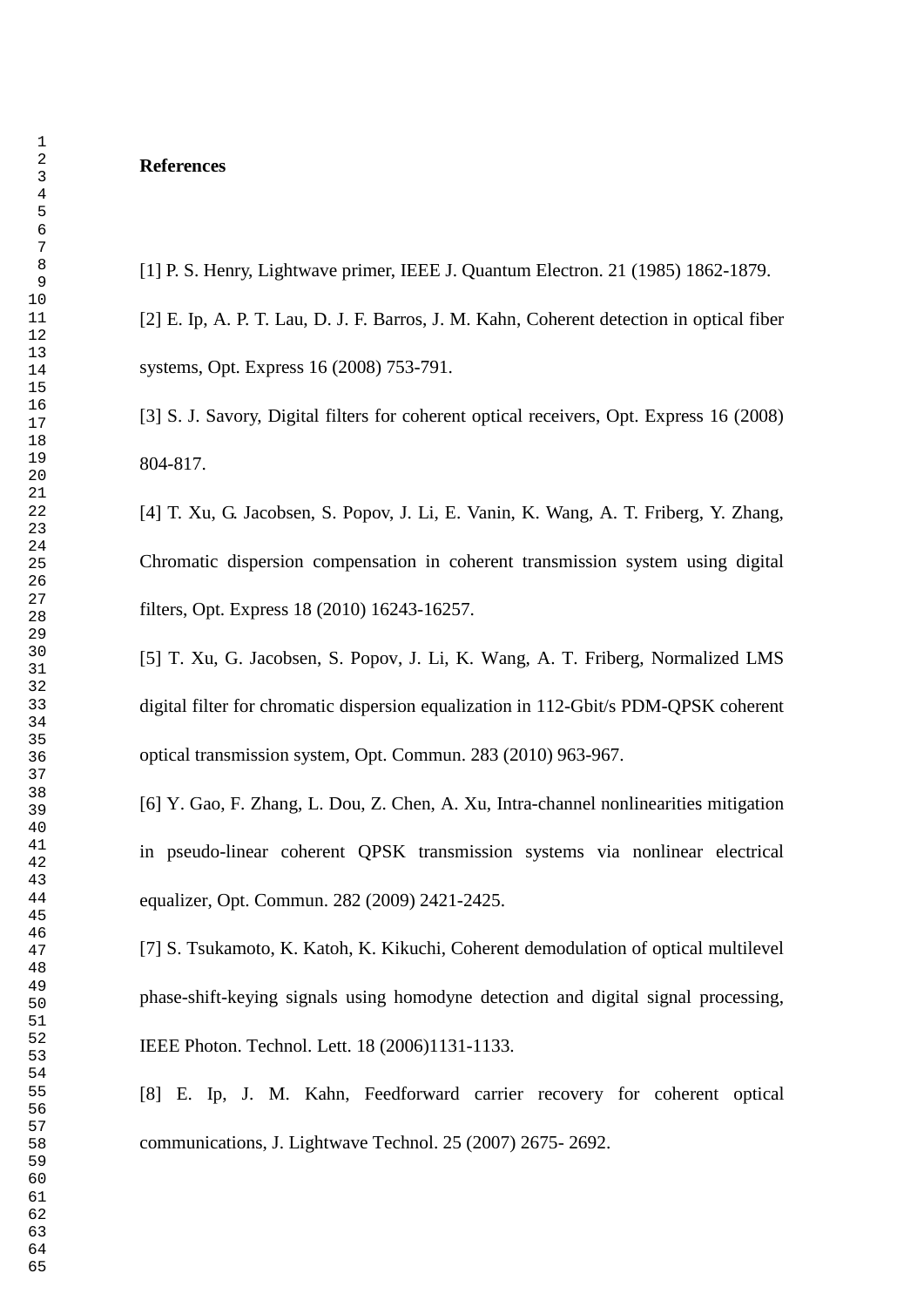**References**

[1] P. S. Henry, Lightwave primer, IEEE J. Quantum Electron. 21 (1985) 1862-1879.

[2] E. Ip, A. P. T. Lau, D. J. F. Barros, J. M. Kahn, Coherent detection in optical fiber systems, Opt. Express 16 (2008) 753-791.

[3] S. J. Savory, Digital filters for coherent optical receivers, Opt. Express 16 (2008) 804-817.

[4] T. Xu, G. Jacobsen, S. Popov, J. Li, E. Vanin, K. Wang, A. T. Friberg, Y. Zhang, Chromatic dispersion compensation in coherent transmission system using digital filters, Opt. Express 18 (2010) 16243-16257.

[5] T. Xu, G. Jacobsen, S. Popov, J. Li, K. Wang, A. T. Friberg, Normalized LMS digital filter for chromatic dispersion equalization in 112-Gbit/s PDM-QPSK coherent optical transmission system, Opt. Commun. 283 (2010) 963-967.

[6] Y. Gao, F. Zhang, L. Dou, Z. Chen, A. Xu, Intra-channel nonlinearities mitigation in pseudo-linear coherent QPSK transmission systems via nonlinear electrical equalizer, Opt. Commun. 282 (2009) 2421-2425.

[7] S. Tsukamoto, K. Katoh, K. Kikuchi, Coherent demodulation of optical multilevel phase-shift-keying signals using homodyne detection and digital signal processing, IEEE Photon. Technol. Lett. 18 (2006)1131-1133.

[8] E. Ip, J. M. Kahn, Feedforward carrier recovery for coherent optical communications, J. Lightwave Technol. 25 (2007) 2675- 2692.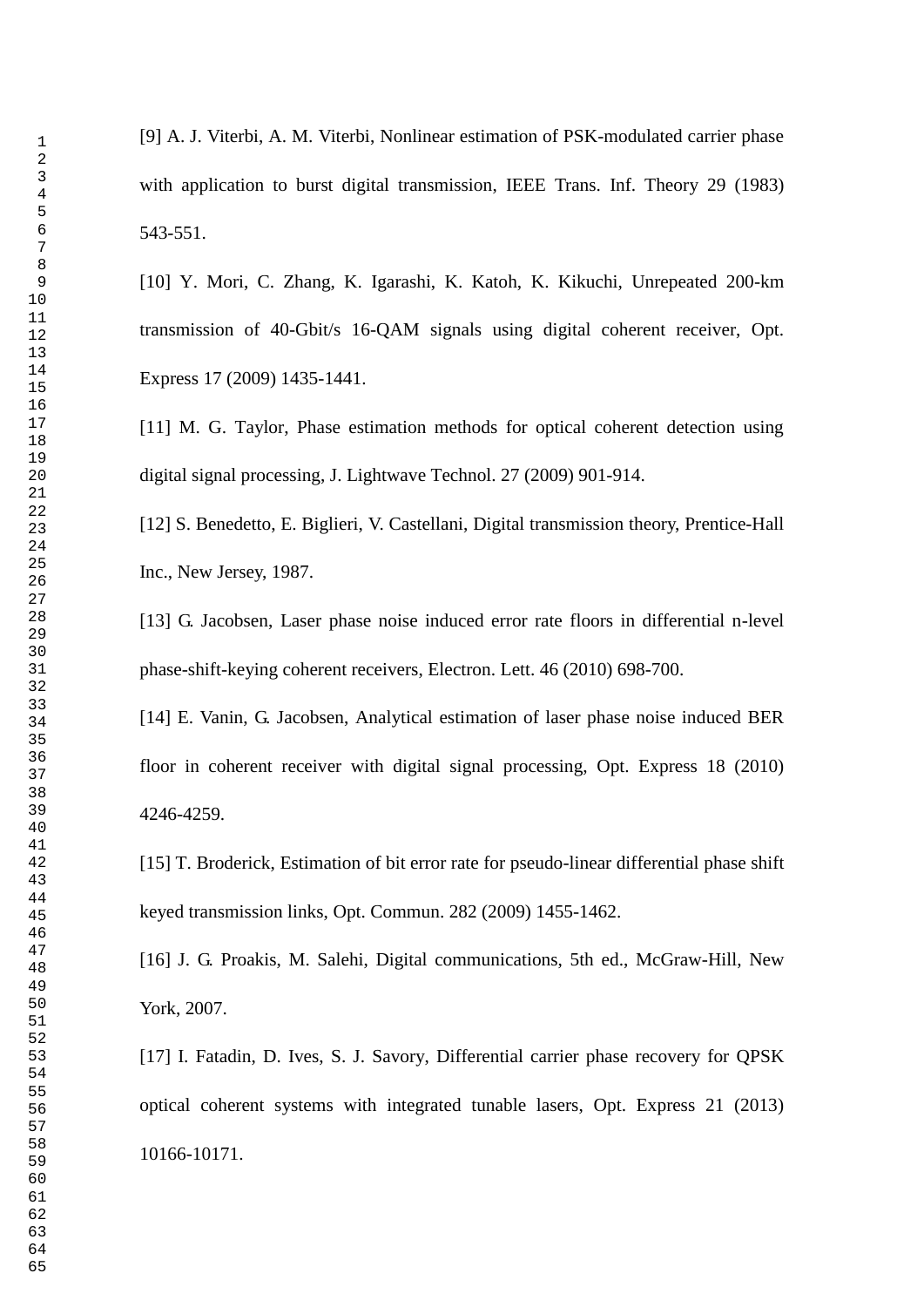[9] A. J. Viterbi, A. M. Viterbi, Nonlinear estimation of PSK-modulated carrier phase with application to burst digital transmission, IEEE Trans. Inf. Theory 29 (1983) 543-551.

[10] Y. Mori, C. Zhang, K. Igarashi, K. Katoh, K. Kikuchi, Unrepeated 200-km transmission of 40-Gbit/s 16-QAM signals using digital coherent receiver, Opt. Express 17 (2009) 1435-1441.

[11] M. G. Taylor, Phase estimation methods for optical coherent detection using digital signal processing, J. Lightwave Technol. 27 (2009) 901-914.

[12] S. Benedetto, E. Biglieri, V. Castellani, Digital transmission theory, Prentice-Hall Inc., New Jersey, 1987.

[13] G. Jacobsen, Laser phase noise induced error rate floors in differential n-level phase-shift-keying coherent receivers, Electron. Lett. 46 (2010) 698-700.

[14] E. Vanin, G. Jacobsen, Analytical estimation of laser phase noise induced BER floor in coherent receiver with digital signal processing, Opt. Express 18 (2010) 4246-4259.

[15] T. Broderick, Estimation of bit error rate for pseudo-linear differential phase shift keyed transmission links, Opt. Commun. 282 (2009) 1455-1462.

[16] J. G. Proakis, M. Salehi, Digital communications, 5th ed., McGraw-Hill, New York, 2007.

[17] I. Fatadin, D. Ives, S. J. Savory, Differential carrier phase recovery for QPSK optical coherent systems with integrated tunable lasers, Opt. Express 21 (2013) 10166-10171.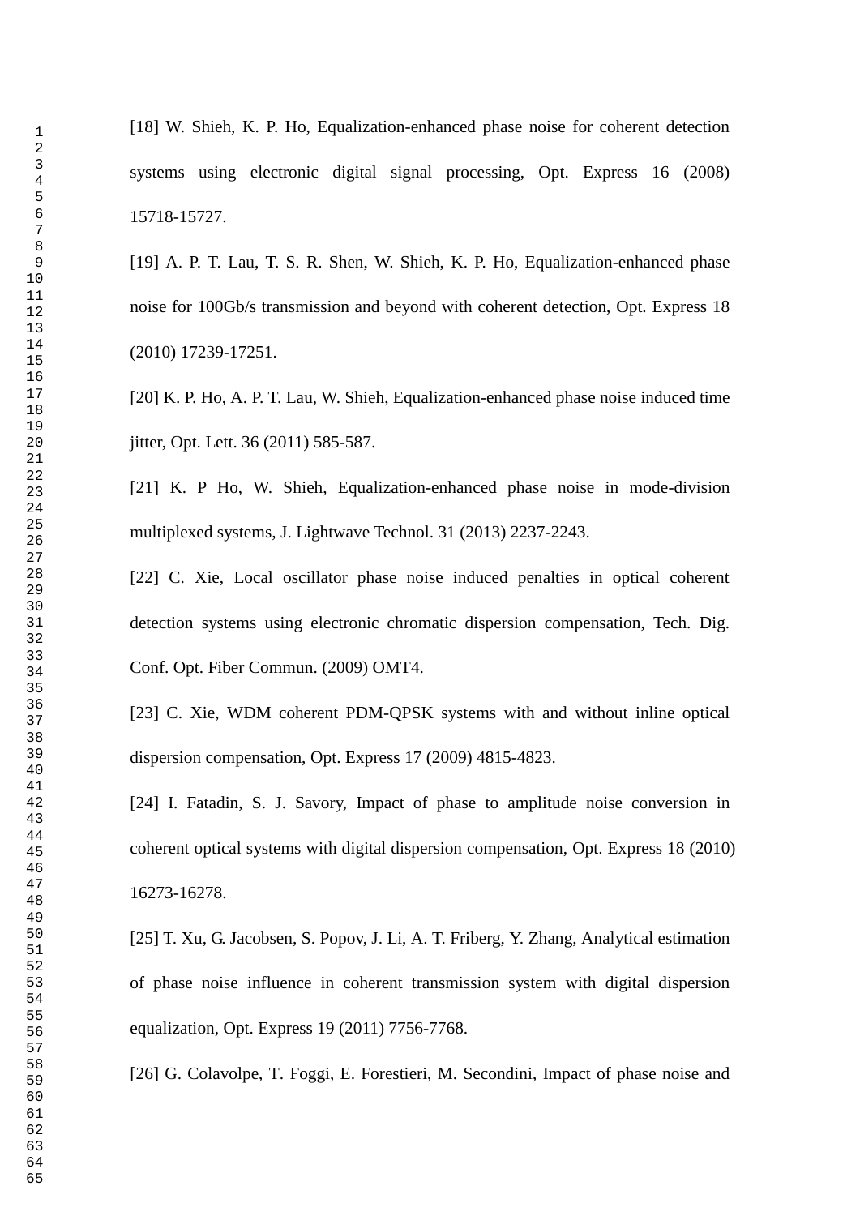[18] W. Shieh, K. P. Ho, Equalization-enhanced phase noise for coherent detection systems using electronic digital signal processing, Opt. Express 16 (2008) 15718-15727.

[19] A. P. T. Lau, T. S. R. Shen, W. Shieh, K. P. Ho, Equalization-enhanced phase noise for 100Gb/s transmission and beyond with coherent detection, Opt. Express 18 (2010) 17239-17251.

[20] K. P. Ho, A. P. T. Lau, W. Shieh, Equalization-enhanced phase noise induced time jitter, Opt. Lett. 36 (2011) 585-587.

[21] K. P Ho, W. Shieh, Equalization-enhanced phase noise in mode-division multiplexed systems, J. Lightwave Technol. 31 (2013) 2237-2243.

[22] C. Xie, Local oscillator phase noise induced penalties in optical coherent detection systems using electronic chromatic dispersion compensation, Tech. Dig. Conf. Opt. Fiber Commun. (2009) OMT4.

[23] C. Xie, WDM coherent PDM-QPSK systems with and without inline optical dispersion compensation, Opt. Express 17 (2009) 4815-4823.

[24] I. Fatadin, S. J. Savory, Impact of phase to amplitude noise conversion in coherent optical systems with digital dispersion compensation, Opt. Express 18 (2010) 16273-16278.

[25] T. Xu, G. Jacobsen, S. Popov, J. Li, A. T. Friberg, Y. Zhang, Analytical estimation of phase noise influence in coherent transmission system with digital dispersion equalization, Opt. Express 19 (2011) 7756-7768.

[26] G. Colavolpe, T. Foggi, E. Forestieri, M. Secondini, Impact of phase noise and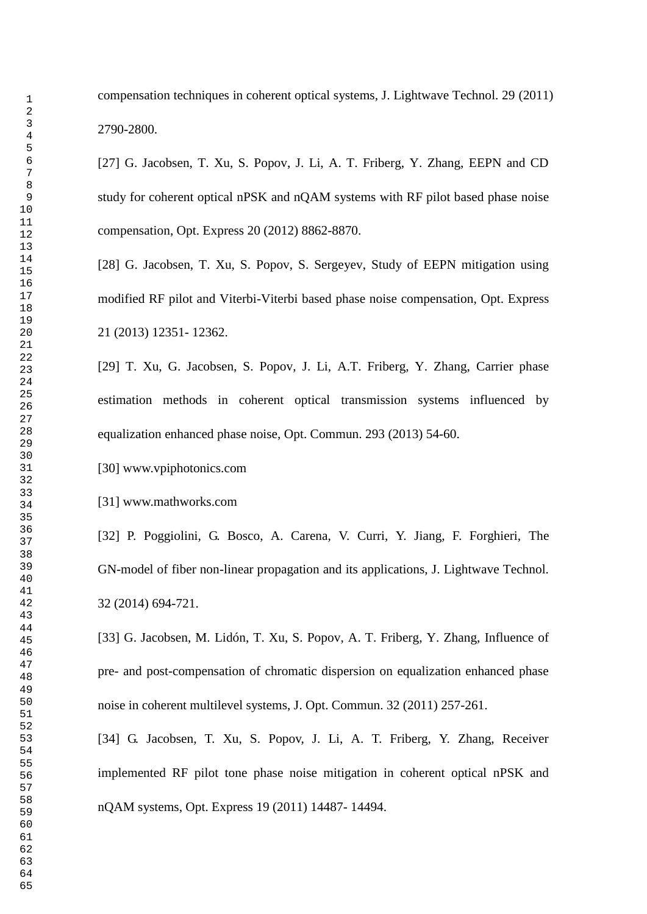compensation techniques in coherent optical systems, J. Lightwave Technol. 29 (2011) 2790-2800.

[27] G. Jacobsen, T. Xu, S. Popov, J. Li, A. T. Friberg, Y. Zhang, EEPN and CD study for coherent optical nPSK and nQAM systems with RF pilot based phase noise compensation, Opt. Express 20 (2012) 8862-8870.

[28] G. Jacobsen, T. Xu, S. Popov, S. Sergeyev, Study of EEPN mitigation using modified RF pilot and Viterbi-Viterbi based phase noise compensation, Opt. Express 21 (2013) 12351- 12362.

[29] T. Xu, G. Jacobsen, S. Popov, J. Li, A.T. Friberg, Y. Zhang, Carrier phase estimation methods in coherent optical transmission systems influenced by equalization enhanced phase noise, Opt. Commun. 293 (2013) 54-60.

[30] www.vpiphotonics.com

[31] www.mathworks.com

[32] P. Poggiolini, G. Bosco, A. Carena, V. Curri, Y. Jiang, F. Forghieri, The GN-model of fiber non-linear propagation and its applications, J. Lightwave Technol. 32 (2014) 694-721.

[33] G. Jacobsen, M. Lidón, T. Xu, S. Popov, A. T. Friberg, Y. Zhang, Influence of pre- and post-compensation of chromatic dispersion on equalization enhanced phase noise in coherent multilevel systems, J. Opt. Commun. 32 (2011) 257-261.

[34] G. Jacobsen, T. Xu, S. Popov, J. Li, A. T. Friberg, Y. Zhang, Receiver implemented RF pilot tone phase noise mitigation in coherent optical nPSK and nQAM systems, Opt. Express 19 (2011) 14487- 14494.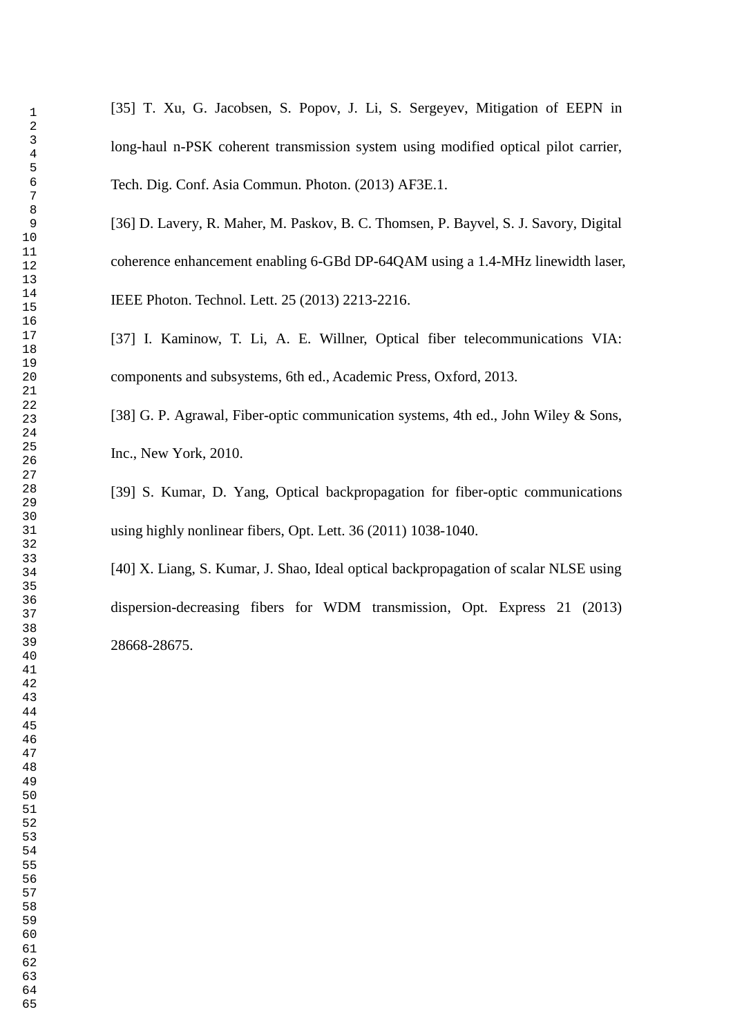[35] T. Xu, G. Jacobsen, S. Popov, J. Li, S. Sergeyev, Mitigation of EEPN in long-haul n-PSK coherent transmission system using modified optical pilot carrier, Tech. Dig. Conf. Asia Commun. Photon. (2013) AF3E.1.

[36] D. Lavery, R. Maher, M. Paskov, B. C. Thomsen, P. Bayvel, S. J. Savory, Digital coherence enhancement enabling 6-GBd DP-64QAM using a 1.4-MHz linewidth laser, IEEE Photon. Technol. Lett. 25 (2013) 2213-2216.

[37] I. Kaminow, T. Li, A. E. Willner, Optical fiber telecommunications VIA: components and subsystems, 6th ed., Academic Press, Oxford, 2013.

[38] G. P. Agrawal, Fiber-optic communication systems, 4th ed., John Wiley & Sons, Inc., New York, 2010.

[39] S. Kumar, D. Yang, Optical backpropagation for fiber-optic communications using highly nonlinear fibers, Opt. Lett. 36 (2011) 1038-1040.

[40] X. Liang, S. Kumar, J. Shao, Ideal optical backpropagation of scalar NLSE using dispersion-decreasing fibers for WDM transmission, Opt. Express 21 (2013) 28668-28675.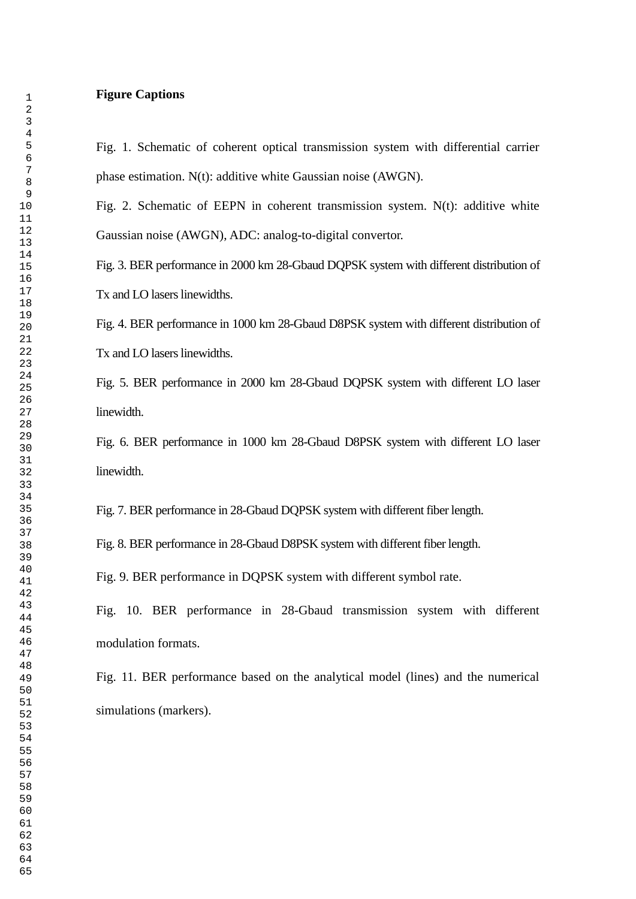**Figure Captions**

Fig. 1. Schematic of coherent optical transmission system with differential carrier phase estimation. N(t): additive white Gaussian noise (AWGN).

Fig. 2. Schematic of EEPN in coherent transmission system. N(t): additive white Gaussian noise (AWGN), ADC: analog-to-digital convertor.

Fig. 3. BER performance in 2000 km 28-Gbaud DQPSK system with different distribution of Tx and LO lasers linewidths.

Fig. 4. BER performance in 1000 km 28-Gbaud D8PSK system with different distribution of Tx and LO lasers linewidths.

Fig. 5. BER performance in 2000 km 28-Gbaud DQPSK system with different LO laser linewidth.

Fig. 6. BER performance in 1000 km 28-Gbaud D8PSK system with different LO laser linewidth.

Fig. 7. BER performance in 28-Gbaud DQPSK system with different fiber length.

Fig. 8. BER performance in 28-Gbaud D8PSK system with different fiber length.

Fig. 9. BER performance in DQPSK system with different symbol rate.

Fig. 10. BER performance in 28-Gbaud transmission system with different modulation formats.

Fig. 11. BER performance based on the analytical model (lines) and the numerical simulations (markers).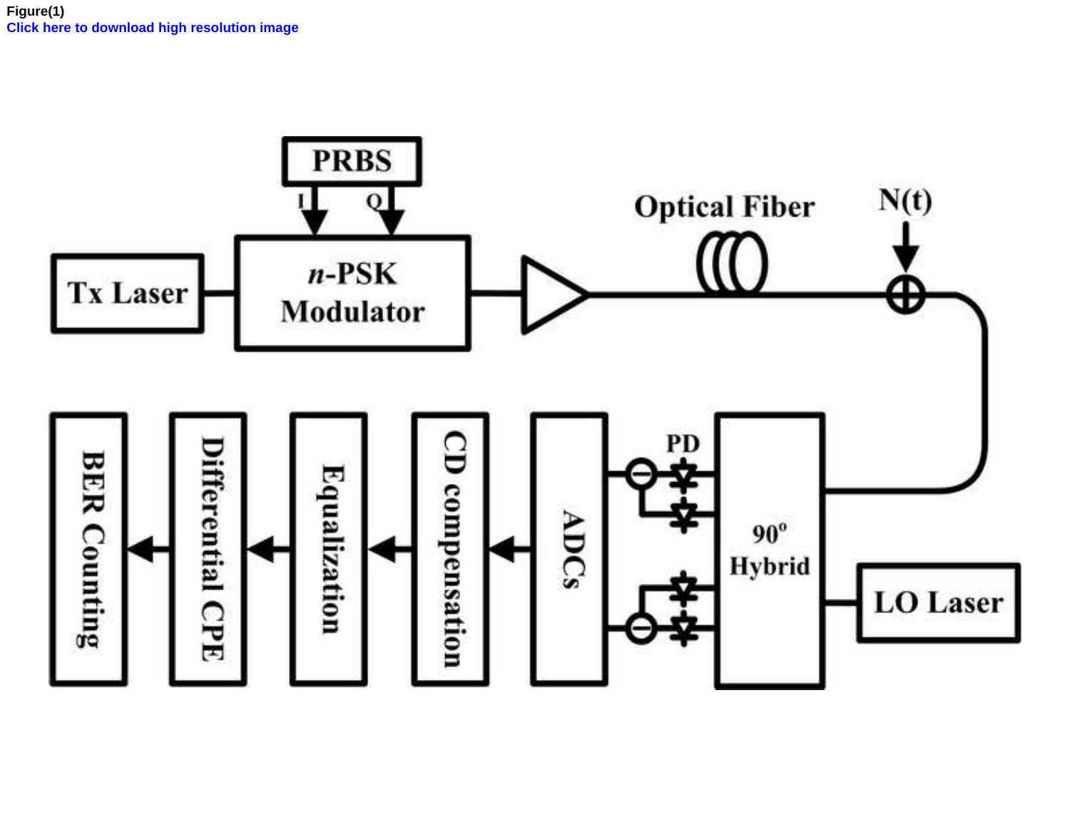Figure(1)

Click here to download high resolution image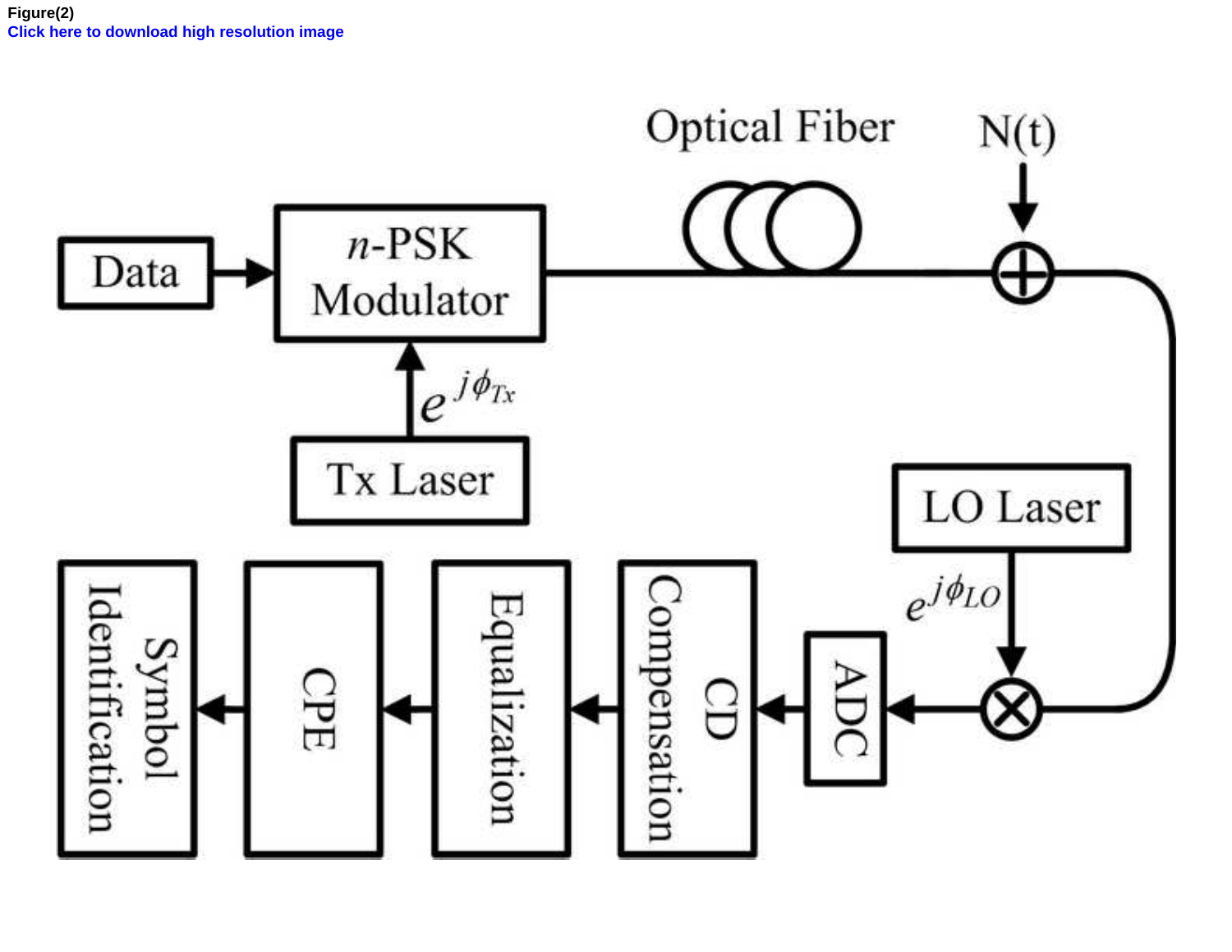Figure(2)

Click here to download high resolution image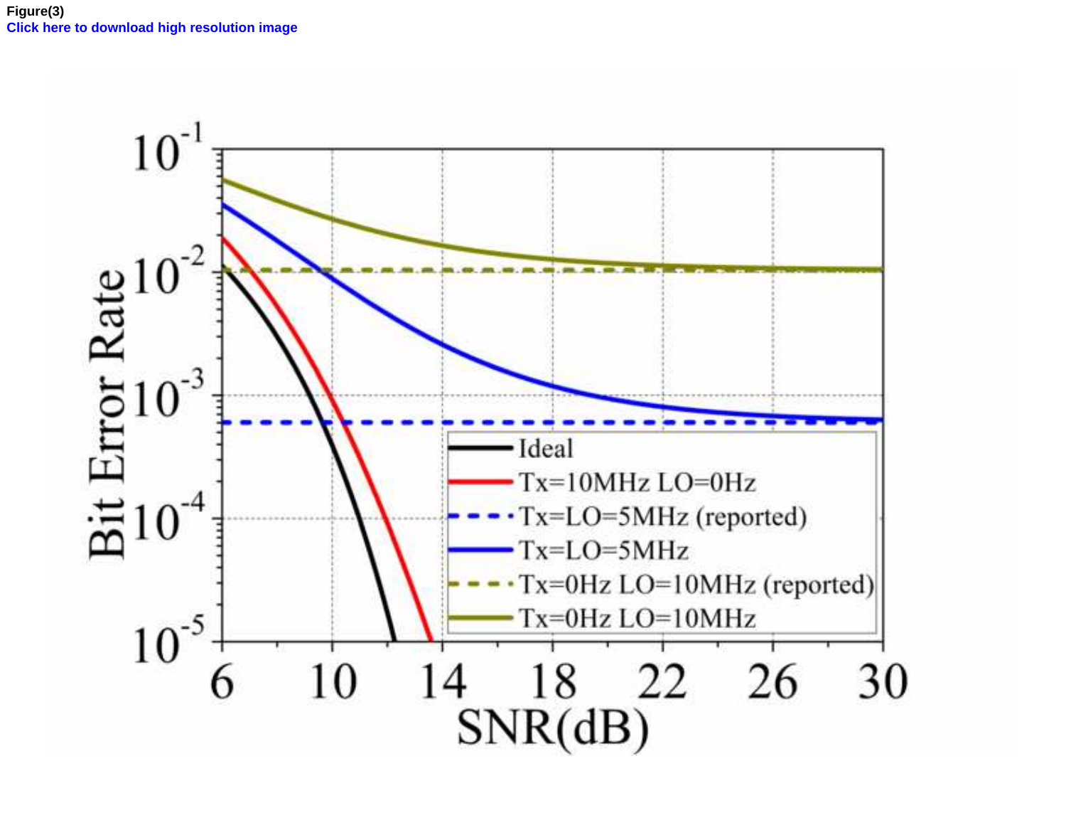Figure(3)

Click here to download high resolution image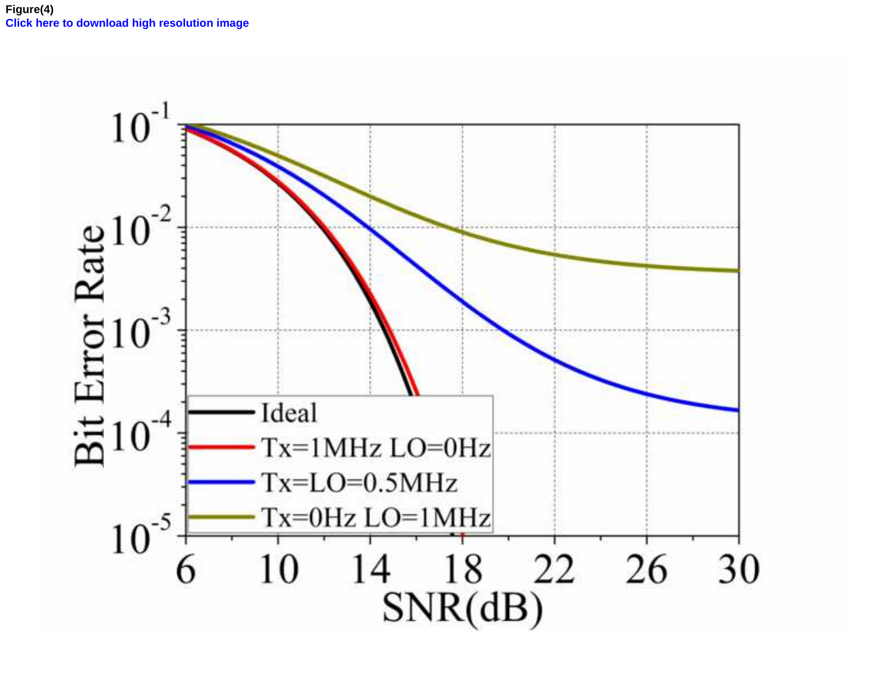**Figure(4)**

**Click here to download high resolution image**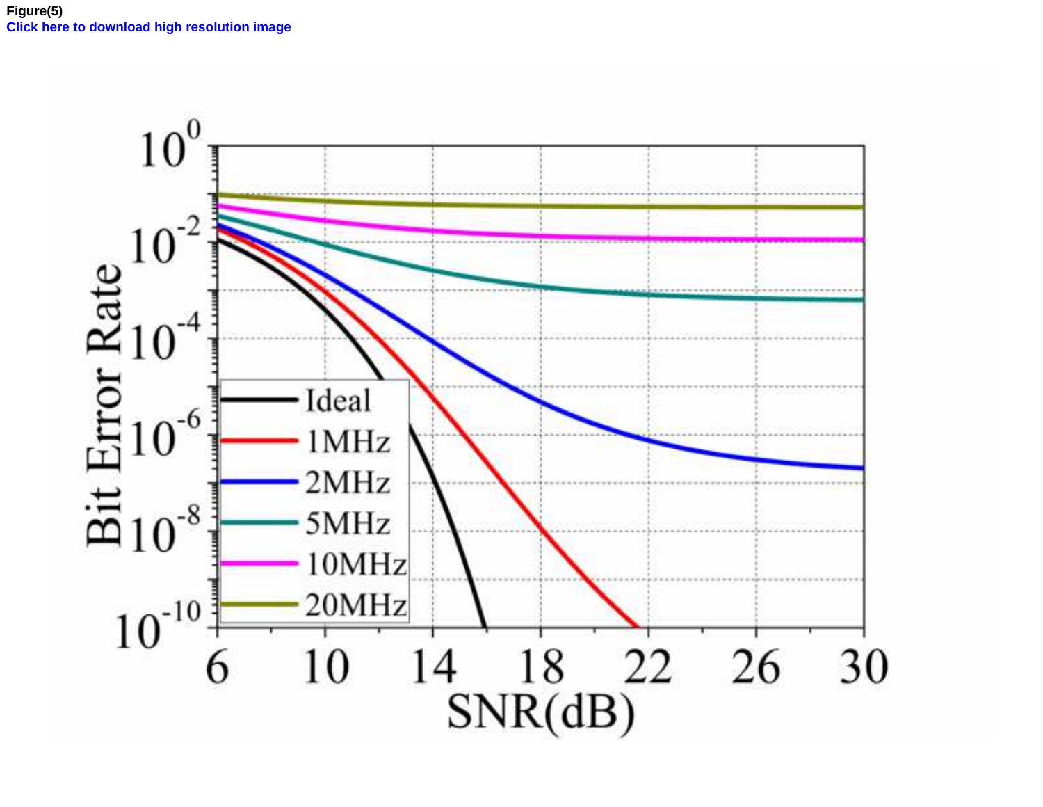Figure(5)

Click here to download high resolution image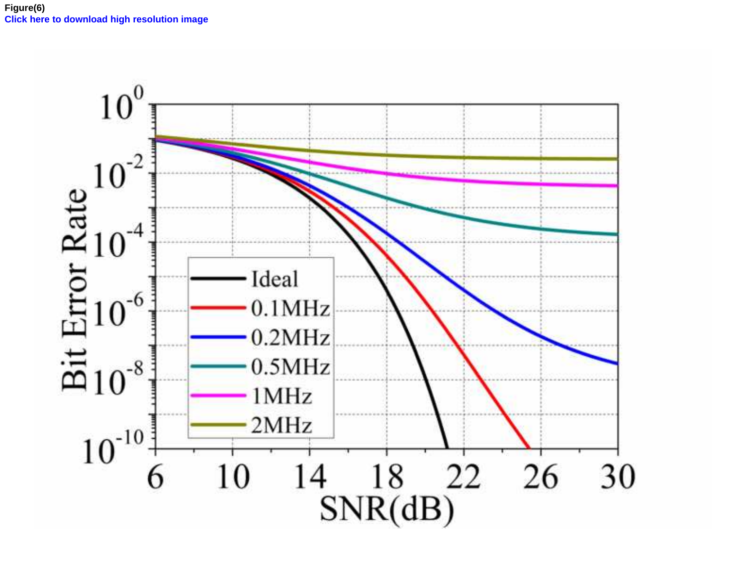**Figure(6)**

**Click here to download high resolution image**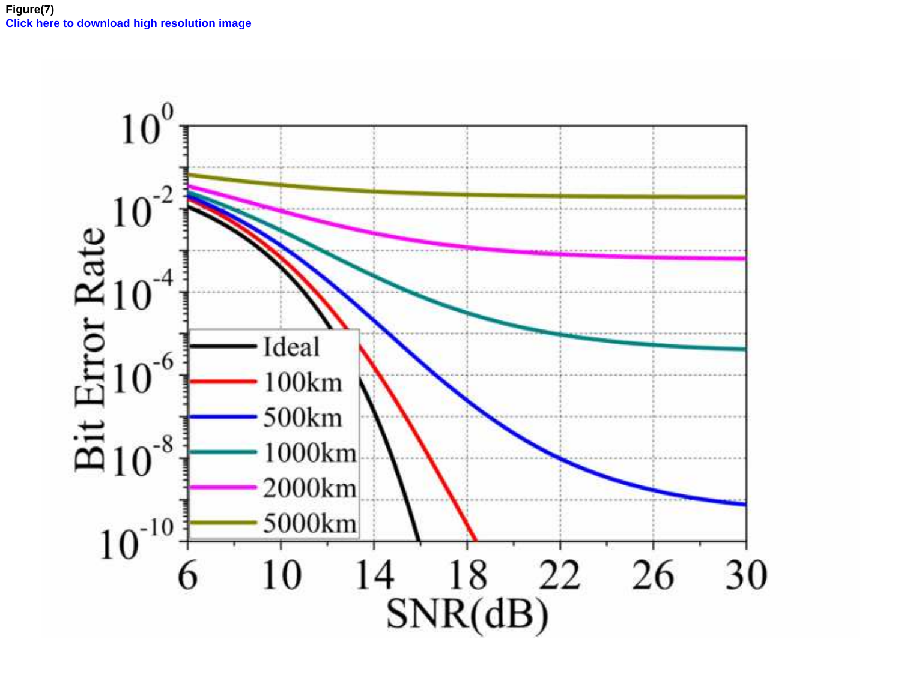Figure(7)

Click here to download high resolution image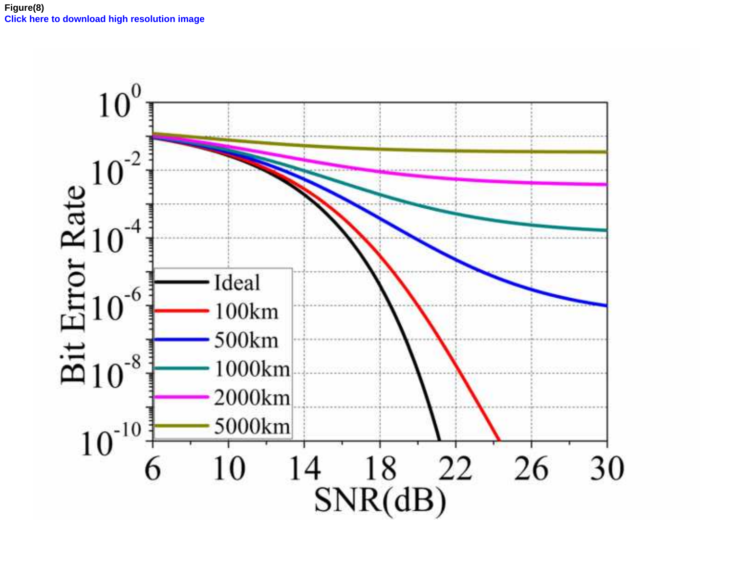**Figure(8)**
**Click here to download high resolution image**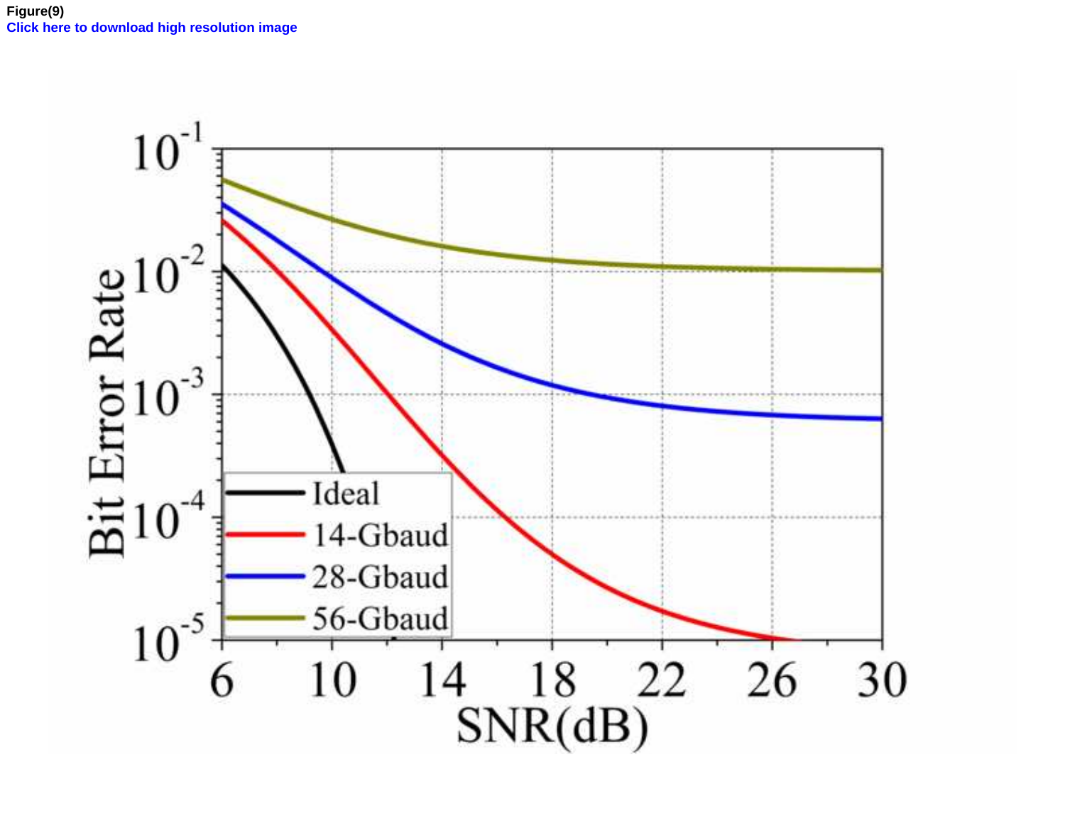Figure(9)

Click here to download high resolution image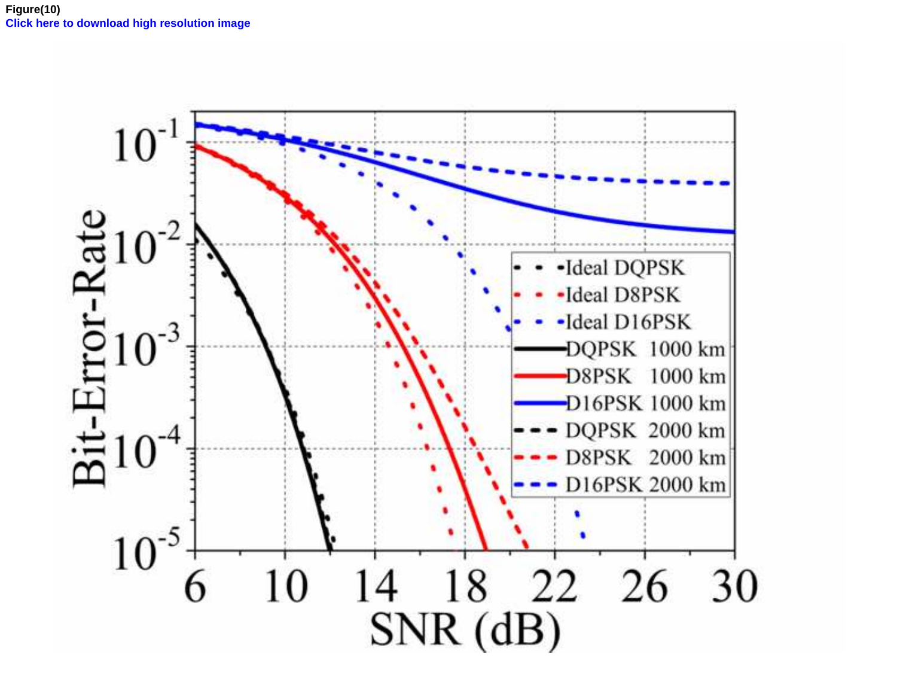**Figure(10)**

**Click here to download high resolution image**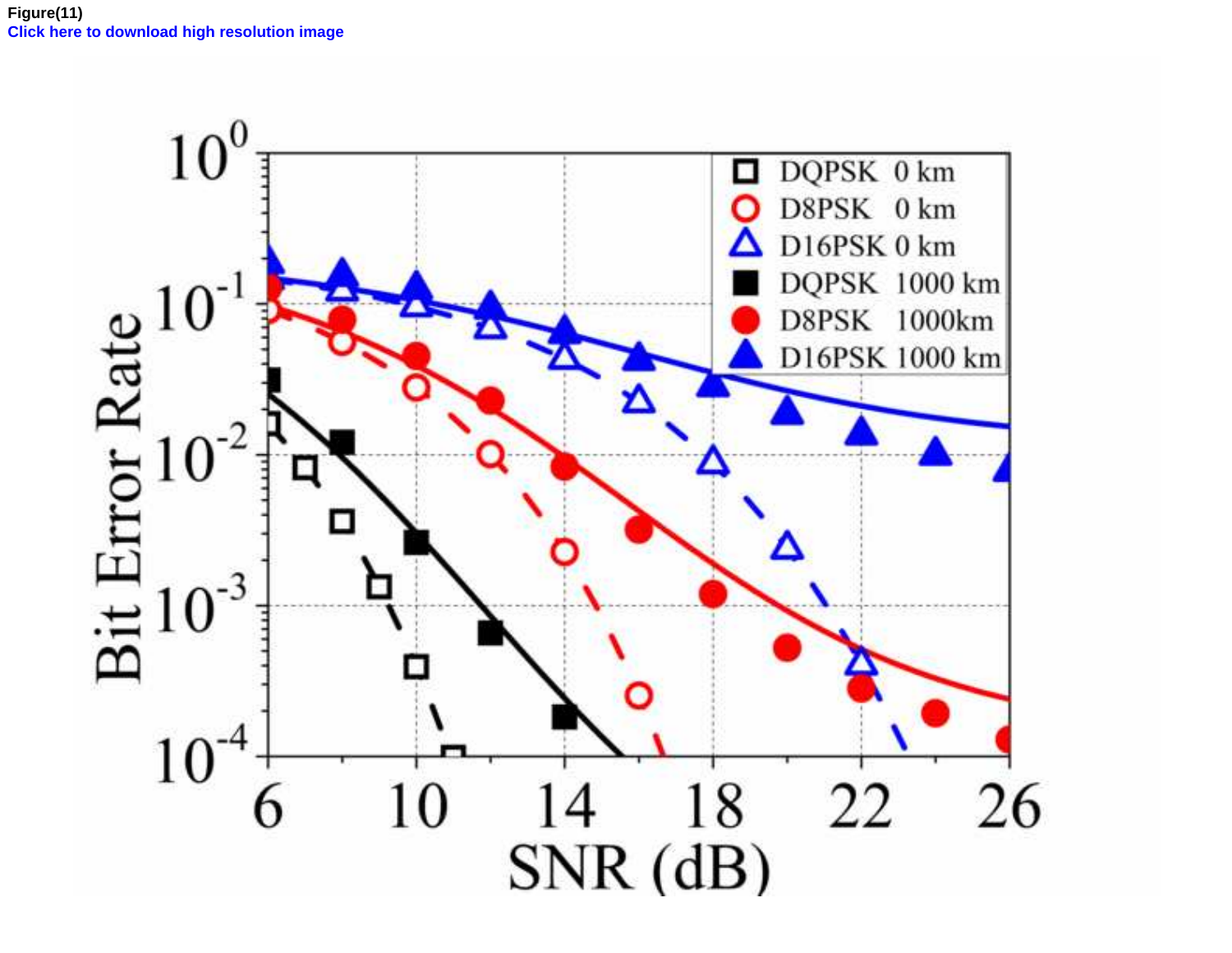Figure(11)

Click here to download high resolution image

Bit Error Rate

$10^0$

$10^{-1}$

$10^{-2}$

$10^{-3}$

$10^{-4}$

6

10

14

18

22

26

SNR (dB)

DQPSK 0 km

D8PSK 0 km

D16PSK 0 km

DQPSK 1000 km

D8PSK 1000km

D16PSK 1000 km